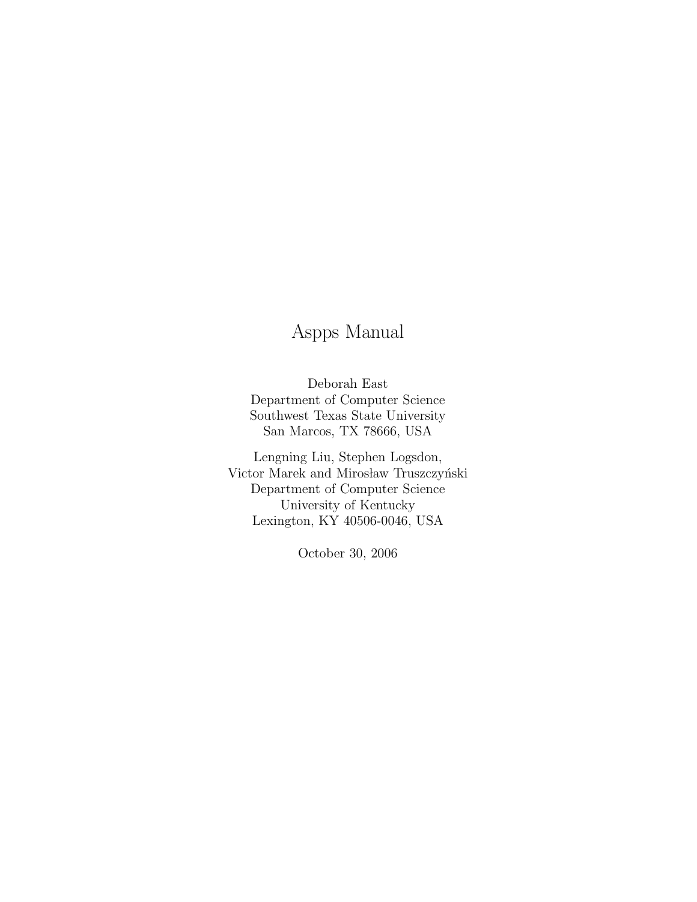# Aspps Manual

Deborah East
Department of Computer Science
Southwest Texas State University
San Marcos, TX 78666, USA

Lengning Liu, Stephen Logsdon,
Victor Marek and Mirosław Truszczyński
Department of Computer Science
University of Kentucky
Lexington, KY 40506-0046, USA

October 30, 2006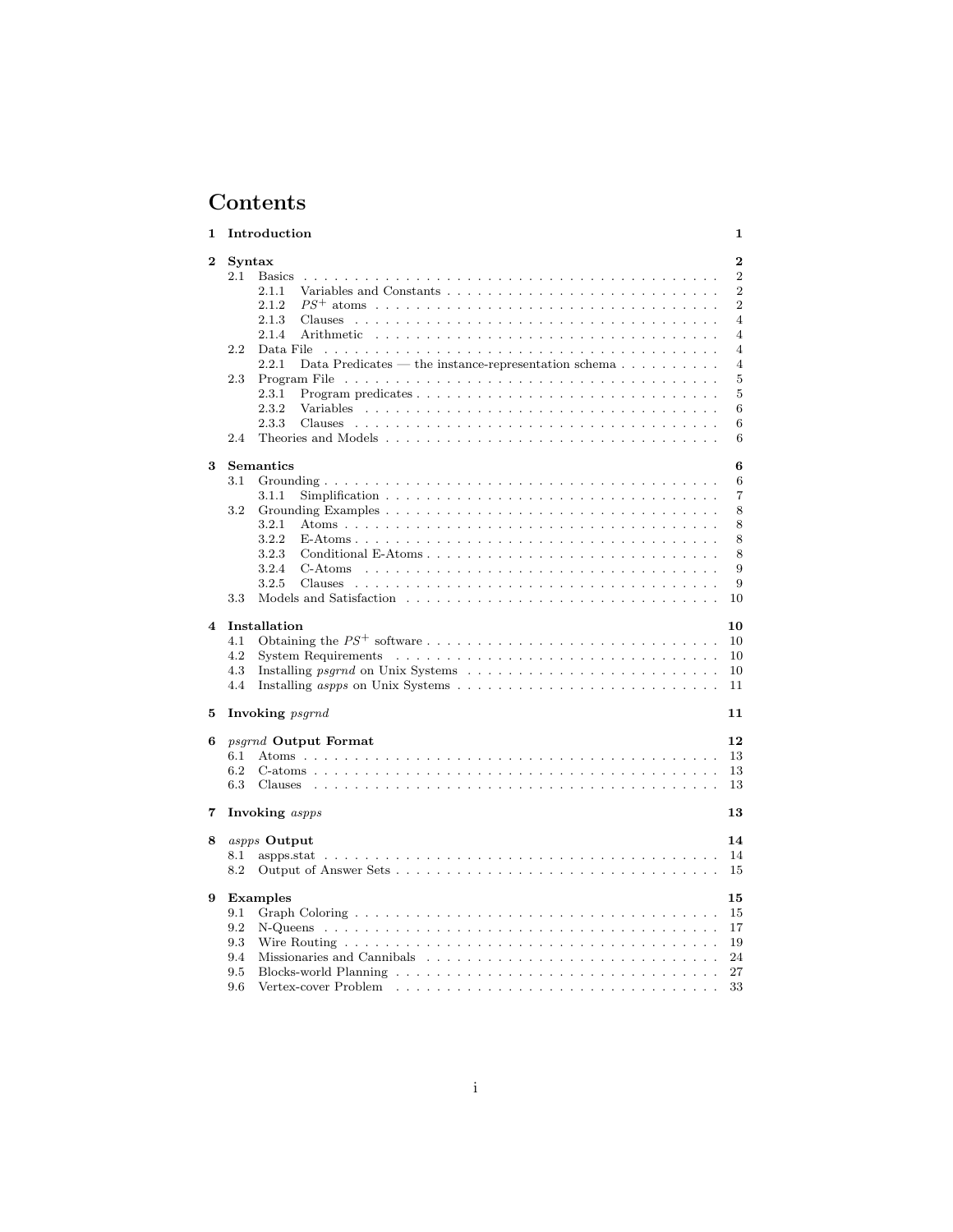# Contents

**1 Introduction** **1**

**2 Syntax** **2**
- 2.1 Basics . . . 2
  - 2.1.1 Variables and Constants . . . 2
  - 2.1.2 $PS^+$ atoms . . . 2
  - 2.1.3 Clauses . . . 4
  - 2.1.4 Arithmetic . . . 4
- 2.2 Data File . . . 4
  - 2.2.1 Data Predicates — the instance-representation schema . . . 4
- 2.3 Program File . . . 5
  - 2.3.1 Program predicates . . . 5
  - 2.3.2 Variables . . . 6
  - 2.3.3 Clauses . . . 6
- 2.4 Theories and Models . . . 6

**3 Semantics** **6**
- 3.1 Grounding . . . 6
  - 3.1.1 Simplification . . . 7
- 3.2 Grounding Examples . . . 8
  - 3.2.1 Atoms . . . 8
  - 3.2.2 E-Atoms . . . 8
  - 3.2.3 Conditional E-Atoms . . . 8
  - 3.2.4 C-Atoms . . . 9
  - 3.2.5 Clauses . . . 9
- 3.3 Models and Satisfaction . . . 10

**4 Installation** **10**
- 4.1 Obtaining the $PS^+$ software . . . 10
- 4.2 System Requirements . . . 10
- 4.3 Installing *psgrnd* on Unix Systems . . . 10
- 4.4 Installing *aspps* on Unix Systems . . . 11

**5 Invoking *psgrnd*** **11**

**6 *psgrnd* Output Format** **12**
- 6.1 Atoms . . . 13
- 6.2 C-atoms . . . 13
- 6.3 Clauses . . . 13

**7 Invoking *aspps*** **13**

**8 *aspps* Output** **14**
- 8.1 aspps.stat . . . 14
- 8.2 Output of Answer Sets . . . 15

**9 Examples** **15**
- 9.1 Graph Coloring . . . 15
- 9.2 N-Queens . . . 17
- 9.3 Wire Routing . . . 19
- 9.4 Missionaries and Cannibals . . . 24
- 9.5 Blocks-world Planning . . . 27
- 9.6 Vertex-cover Problem . . . 33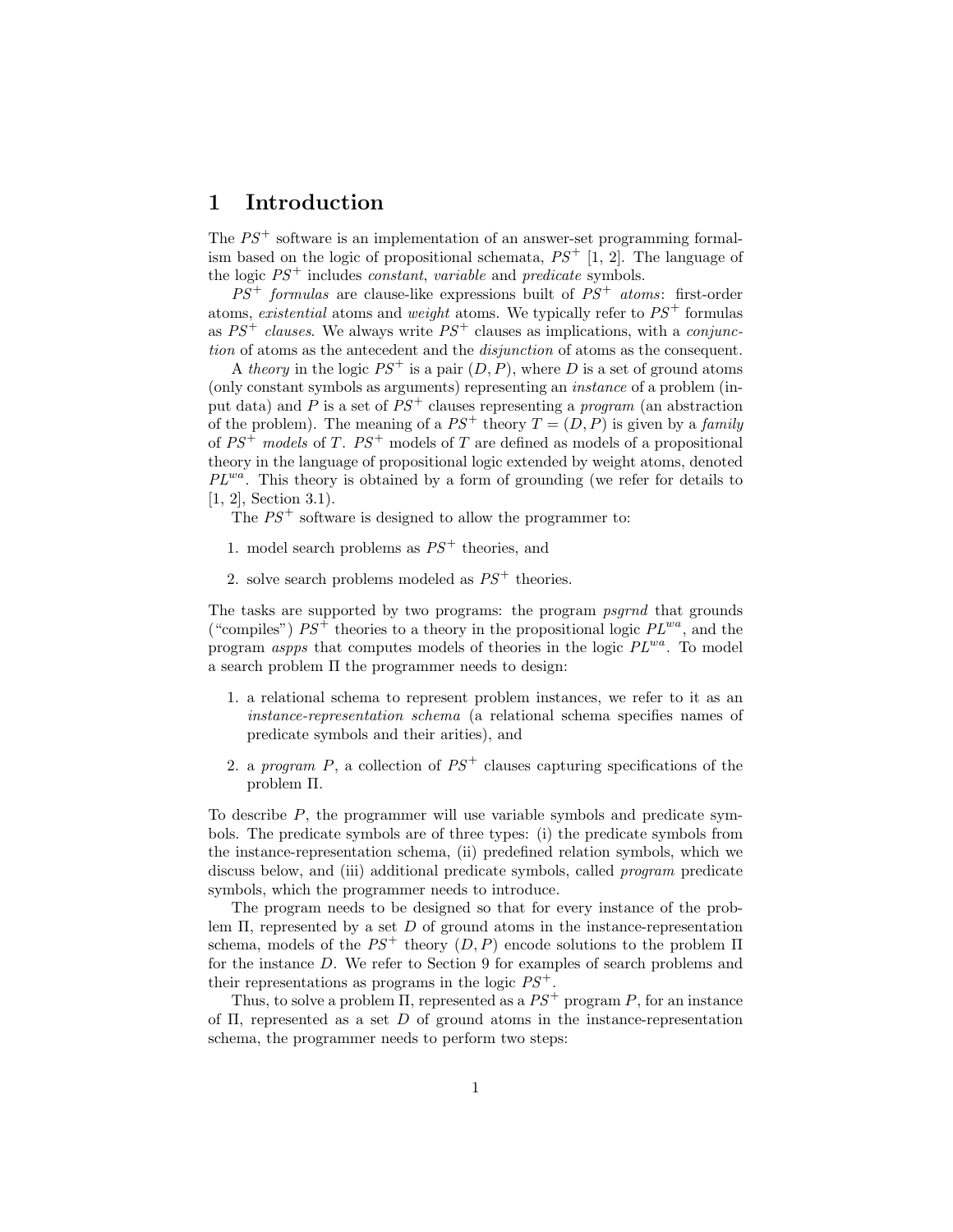# 1 Introduction

The $PS^+$ software is an implementation of an answer-set programming formalism based on the logic of propositional schemata, $PS^+$ [1, 2]. The language of the logic $PS^+$ includes *constant*, *variable* and *predicate* symbols.

$PS^+$ *formulas* are clause-like expressions built of $PS^+$ *atoms*: first-order atoms, *existential* atoms and *weight* atoms. We typically refer to $PS^+$ formulas as $PS^+$ *clauses*. We always write $PS^+$ clauses as implications, with a *conjunction* of atoms as the antecedent and the *disjunction* of atoms as the consequent.

A *theory* in the logic $PS^+$ is a pair $(D, P)$, where $D$ is a set of ground atoms (only constant symbols as arguments) representing an *instance* of a problem (input data) and $P$ is a set of $PS^+$ clauses representing a *program* (an abstraction of the problem). The meaning of a $PS^+$ theory $T = (D, P)$ is given by a *family* of $PS^+$ *models* of $T$. $PS^+$ models of $T$ are defined as models of a propositional theory in the language of propositional logic extended by weight atoms, denoted $PL^{wa}$. This theory is obtained by a form of grounding (we refer for details to [1, 2], Section 3.1).

The $PS^+$ software is designed to allow the programmer to:

1. model search problems as $PS^+$ theories, and
2. solve search problems modeled as $PS^+$ theories.

The tasks are supported by two programs: the program *psgrnd* that grounds ("compiles") $PS^+$ theories to a theory in the propositional logic $PL^{wa}$, and the program *aspps* that computes models of theories in the logic $PL^{wa}$. To model a search problem $\Pi$ the programmer needs to design:

1. a relational schema to represent problem instances, we refer to it as an *instance-representation schema* (a relational schema specifies names of predicate symbols and their arities), and
2. a *program* $P$, a collection of $PS^+$ clauses capturing specifications of the problem $\Pi$.

To describe $P$, the programmer will use variable symbols and predicate symbols. The predicate symbols are of three types: (i) the predicate symbols from the instance-representation schema, (ii) predefined relation symbols, which we discuss below, and (iii) additional predicate symbols, called *program* predicate symbols, which the programmer needs to introduce.

The program needs to be designed so that for every instance of the problem $\Pi$, represented by a set $D$ of ground atoms in the instance-representation schema, models of the $PS^+$ theory $(D, P)$ encode solutions to the problem $\Pi$ for the instance $D$. We refer to Section 9 for examples of search problems and their representations as programs in the logic $PS^+$.

Thus, to solve a problem $\Pi$, represented as a $PS^+$ program $P$, for an instance of $\Pi$, represented as a set $D$ of ground atoms in the instance-representation schema, the programmer needs to perform two steps: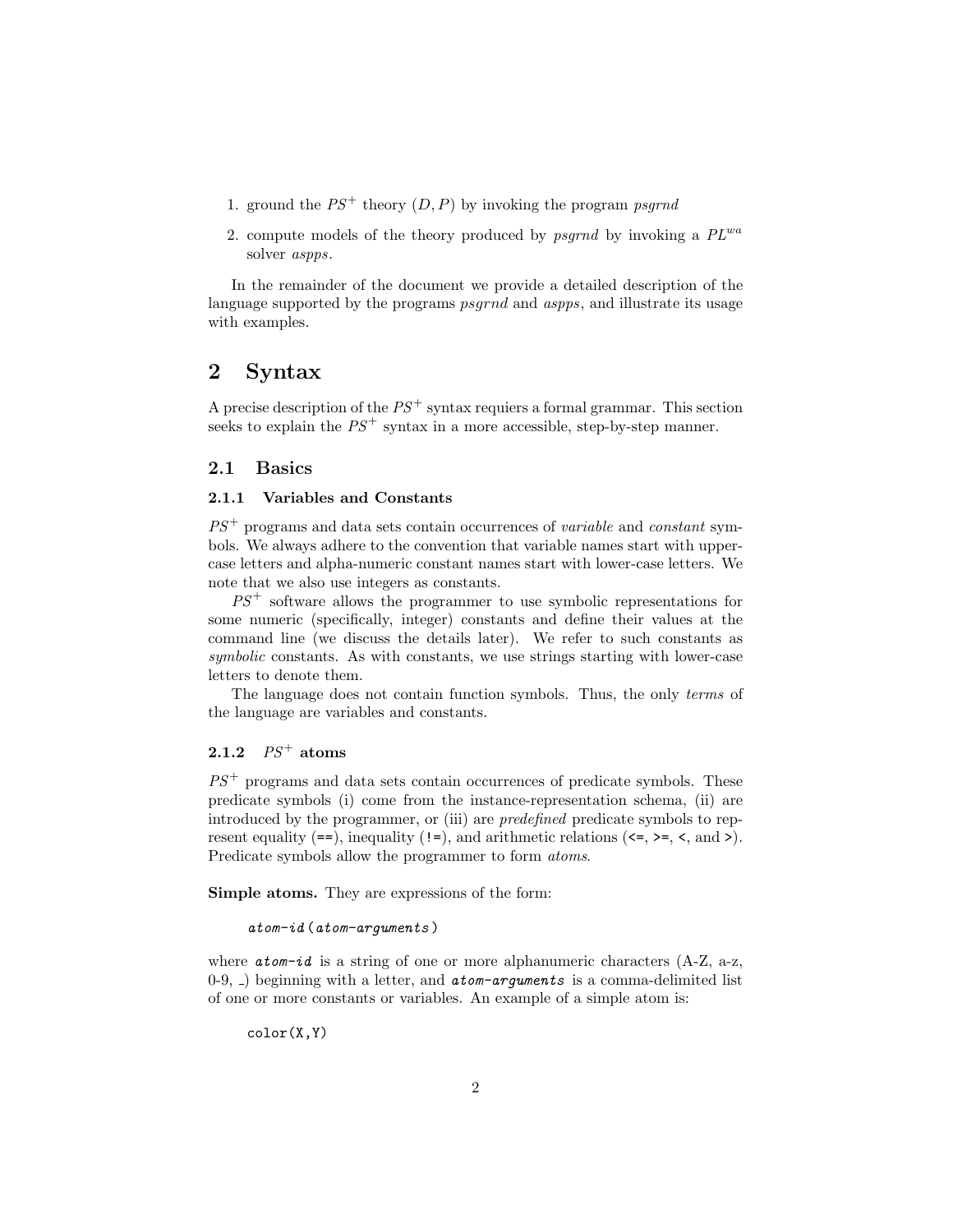1. ground the $PS^+$ theory $(D, P)$ by invoking the program *psgrnd*
2. compute models of the theory produced by *psgrnd* by invoking a $PL^{wa}$ solver *aspps*.

In the remainder of the document we provide a detailed description of the language supported by the programs *psgrnd* and *aspps*, and illustrate its usage with examples.

# 2 Syntax

A precise description of the $PS^+$ syntax requiers a formal grammar. This section seeks to explain the $PS^+$ syntax in a more accessible, step-by-step manner.

## 2.1 Basics

### 2.1.1 Variables and Constants

$PS^+$ programs and data sets contain occurrences of *variable* and *constant* symbols. We always adhere to the convention that variable names start with uppercase letters and alpha-numeric constant names start with lower-case letters. We note that we also use integers as constants.

$PS^+$ software allows the programmer to use symbolic representations for some numeric (specifically, integer) constants and define their values at the command line (we discuss the details later). We refer to such constants as *symbolic* constants. As with constants, we use strings starting with lower-case letters to denote them.

The language does not contain function symbols. Thus, the only *terms* of the language are variables and constants.

### 2.1.2 $PS^+$ atoms

$PS^+$ programs and data sets contain occurrences of predicate symbols. These predicate symbols (i) come from the instance-representation schema, (ii) are introduced by the programmer, or (iii) are *predefined* predicate symbols to represent equality (`==`), inequality (`!=`), and arithmetic relations (`<=`, `>=`, `<`, and `>`). Predicate symbols allow the programmer to form *atoms*.

**Simple atoms.** They are expressions of the form:

```
atom-id(atom-arguments)
```

where ***atom-id*** is a string of one or more alphanumeric characters (A-Z, a-z, 0-9, _) beginning with a letter, and ***atom-arguments*** is a comma-delimited list of one or more constants or variables. An example of a simple atom is:

```
color(X,Y)
```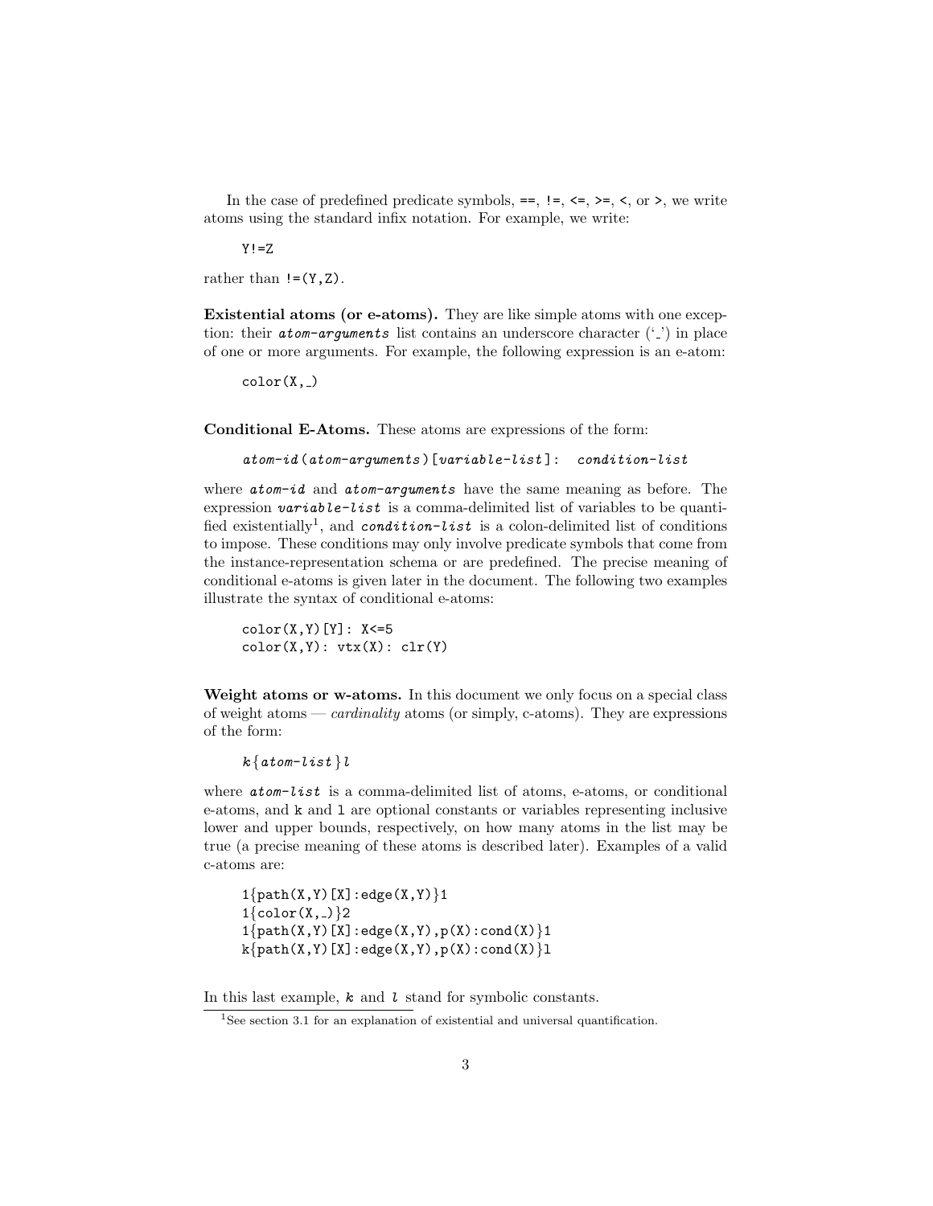In the case of predefined predicate symbols, `==`, `!=`, `<=`, `>=`, `<`, or `>`, we write atoms using the standard infix notation. For example, we write:

```
Y!=Z
```

rather than `!=(Y,Z)`.

**Existential atoms (or e-atoms).** They are like simple atoms with one exception: their *atom-arguments* list contains an underscore character ('_') in place of one or more arguments. For example, the following expression is an e-atom:

```
color(X,_)
```

**Conditional E-Atoms.** These atoms are expressions of the form:

```
atom-id(atom-arguments)[variable-list]: condition-list
```

where *atom-id* and *atom-arguments* have the same meaning as before. The expression *variable-list* is a comma-delimited list of variables to be quantified existentially[1], and *condition-list* is a colon-delimited list of conditions to impose. These conditions may only involve predicate symbols that come from the instance-representation schema or are predefined. The precise meaning of conditional e-atoms is given later in the document. The following two examples illustrate the syntax of conditional e-atoms:

```
color(X,Y)[Y]: X<=5
color(X,Y): vtx(X): clr(Y)
```

**Weight atoms or w-atoms.** In this document we only focus on a special class of weight atoms — *cardinality* atoms (or simply, c-atoms). They are expressions of the form:

```
k{atom-list}l
```

where *atom-list* is a comma-delimited list of atoms, e-atoms, or conditional e-atoms, and `k` and `l` are optional constants or variables representing inclusive lower and upper bounds, respectively, on how many atoms in the list may be true (a precise meaning of these atoms is described later). Examples of a valid c-atoms are:

```
1{path(X,Y)[X]:edge(X,Y)}1
1{color(X,_)}2
1{path(X,Y)[X]:edge(X,Y),p(X):cond(X)}1
k{path(X,Y)[X]:edge(X,Y),p(X):cond(X)}l
```

In this last example, *k* and *l* stand for symbolic constants.

[1]See section 3.1 for an explanation of existential and universal quantification.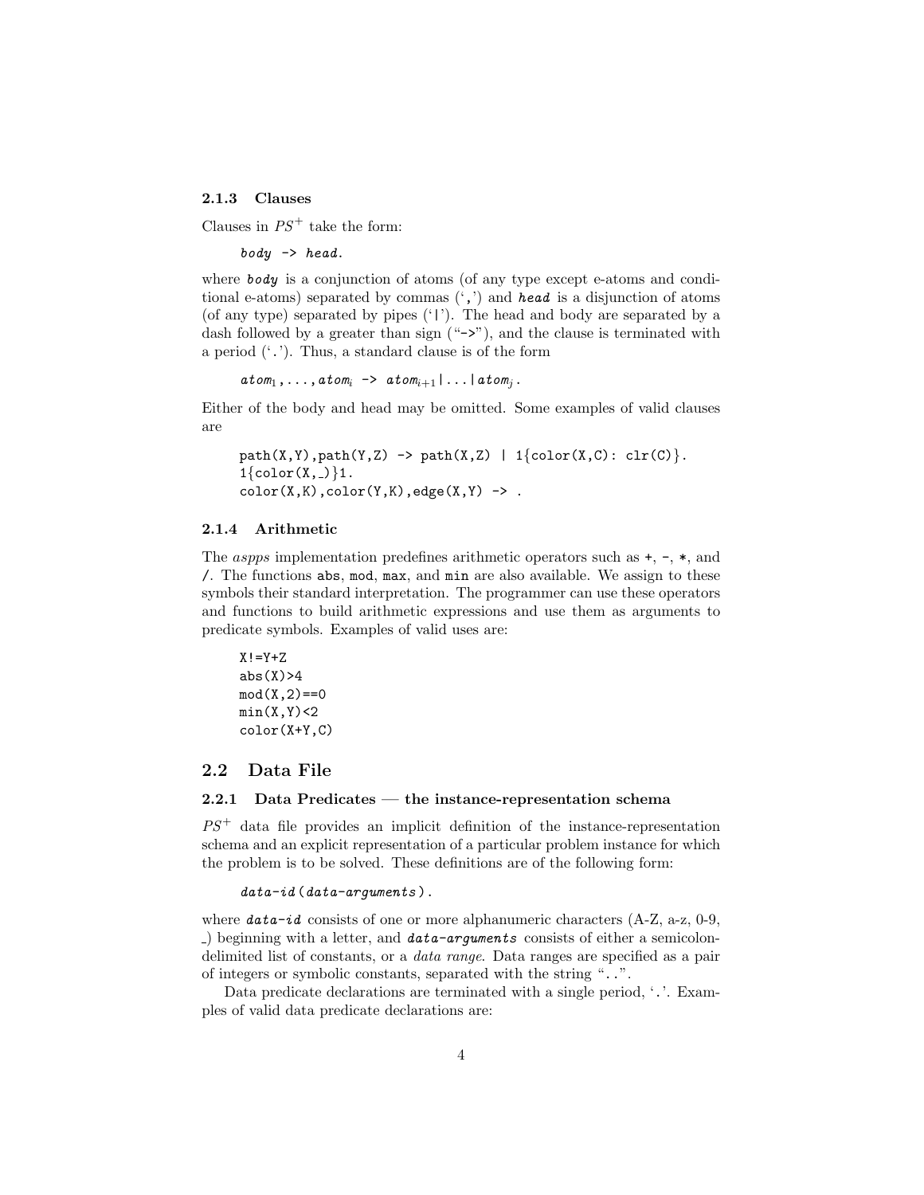### 2.1.3 Clauses

Clauses in $PS^+$ take the form:

```
body -> head.
```

where ***body*** is a conjunction of atoms (of any type except e-atoms and conditional e-atoms) separated by commas (`,`) and ***head*** is a disjunction of atoms (of any type) separated by pipes (`|`). The head and body are separated by a dash followed by a greater than sign ("`->`"), and the clause is terminated with a period (`.`). Thus, a standard clause is of the form

```
atom_1,...,atom_i -> atom_{i+1}|...|atom_j.
```

Either of the body and head may be omitted. Some examples of valid clauses are

```
path(X,Y),path(Y,Z) -> path(X,Z) | 1{color(X,C): clr(C)}.
1{color(X,_)}1.
color(X,K),color(Y,K),edge(X,Y) -> .
```

### 2.1.4 Arithmetic

The *aspps* implementation predefines arithmetic operators such as `+`, `-`, `*`, and `/`. The functions `abs`, `mod`, `max`, and `min` are also available. We assign to these symbols their standard interpretation. The programmer can use these operators and functions to build arithmetic expressions and use them as arguments to predicate symbols. Examples of valid uses are:

```
X!=Y+Z
abs(X)>4
mod(X,2)==0
min(X,Y)<2
color(X+Y,C)
```

## 2.2 Data File

### 2.2.1 Data Predicates — the instance-representation schema

$PS^+$ data file provides an implicit definition of the instance-representation schema and an explicit representation of a particular problem instance for which the problem is to be solved. These definitions are of the following form:

```
data-id(data-arguments).
```

where ***data-id*** consists of one or more alphanumeric characters (A-Z, a-z, 0-9, _) beginning with a letter, and ***data-arguments*** consists of either a semicolon-delimited list of constants, or a *data range*. Data ranges are specified as a pair of integers or symbolic constants, separated with the string "`..`".

Data predicate declarations are terminated with a single period, `.`. Examples of valid data predicate declarations are: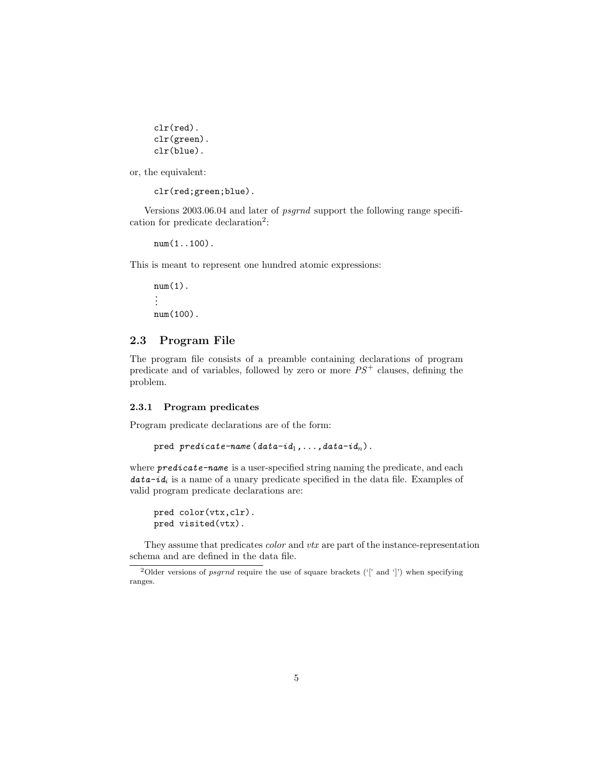```
clr(red).
clr(green).
clr(blue).
```

or, the equivalent:

```
clr(red;green;blue).
```

Versions 2003.06.04 and later of *psgrnd* support the following range specification for predicate declaration[2]:

```
num(1..100).
```

This is meant to represent one hundred atomic expressions:

```
num(1).
⋮
num(100).
```

## 2.3 Program File

The program file consists of a preamble containing declarations of program predicate and of variables, followed by zero or more $PS^+$ clauses, defining the problem.

### 2.3.1 Program predicates

Program predicate declarations are of the form:

```
pred predicate-name(data-id_1,...,data-id_n).
```

where ***predicate-name*** is a user-specified string naming the predicate, and each ***data-id**$_i$* is a name of a unary predicate specified in the data file. Examples of valid program predicate declarations are:

```
pred color(vtx,clr).
pred visited(vtx).
```

They assume that predicates *color* and *vtx* are part of the instance-representation schema and are defined in the data file.

[2] Older versions of *psgrnd* require the use of square brackets ('[' and ']') when specifying ranges.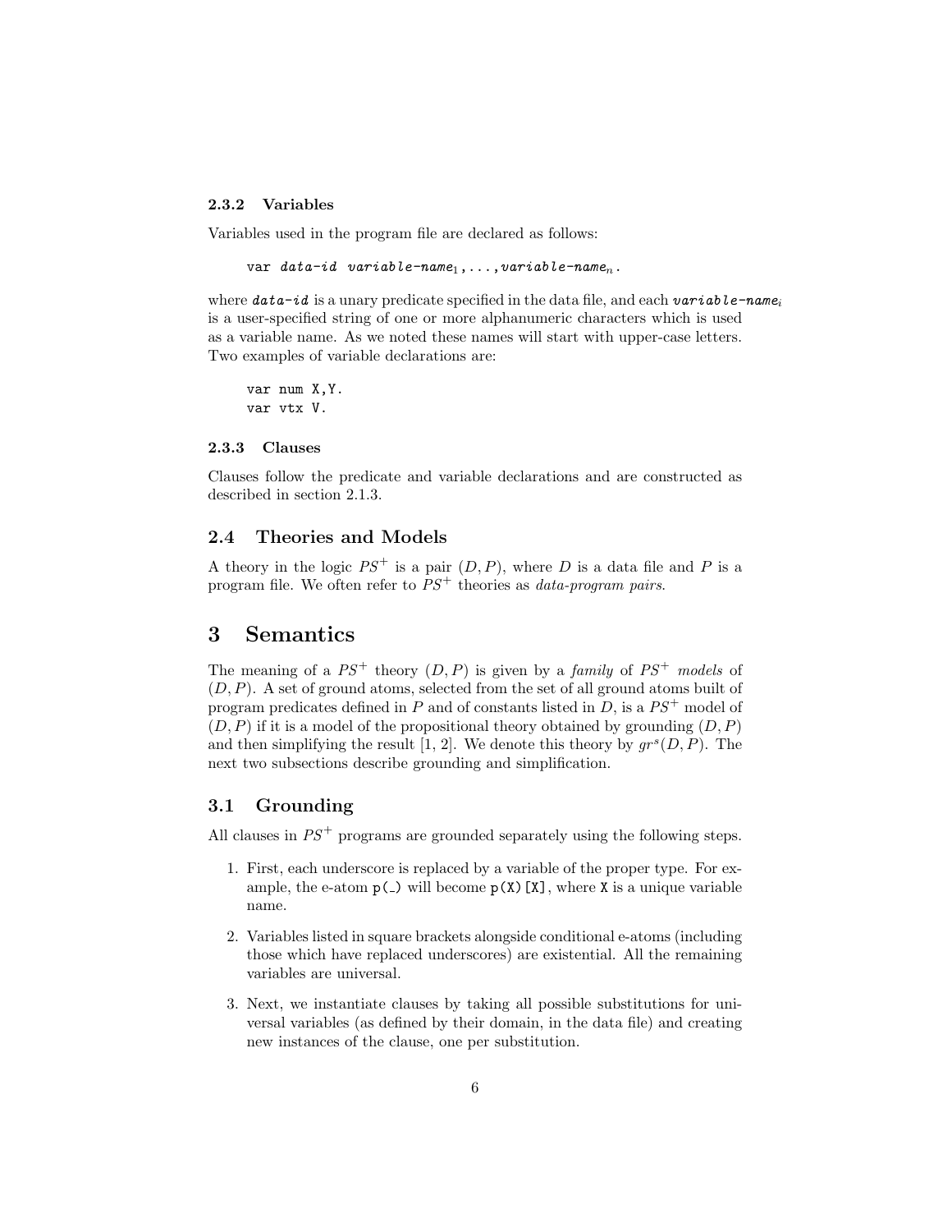#### 2.3.2 Variables

Variables used in the program file are declared as follows:

```
var data-id variable-name1, ..., variable-namen.
```

where ***data-id*** is a unary predicate specified in the data file, and each ***variable-name***$_i$ is a user-specified string of one or more alphanumeric characters which is used as a variable name. As we noted these names will start with upper-case letters. Two examples of variable declarations are:

```
var num X,Y.
var vtx V.
```

#### 2.3.3 Clauses

Clauses follow the predicate and variable declarations and are constructed as described in section 2.1.3.

### 2.4 Theories and Models

A theory in the logic $PS^+$ is a pair $(D, P)$, where $D$ is a data file and $P$ is a program file. We often refer to $PS^+$ theories as *data-program pairs*.

## 3 Semantics

The meaning of a $PS^+$ theory $(D, P)$ is given by a *family* of $PS^+$ *models* of $(D, P)$. A set of ground atoms, selected from the set of all ground atoms built of program predicates defined in $P$ and of constants listed in $D$, is a $PS^+$ model of $(D, P)$ if it is a model of the propositional theory obtained by grounding $(D, P)$ and then simplifying the result [1, 2]. We denote this theory by $gr^s(D, P)$. The next two subsections describe grounding and simplification.

### 3.1 Grounding

All clauses in $PS^+$ programs are grounded separately using the following steps.

1. First, each underscore is replaced by a variable of the proper type. For example, the e-atom `p(_)` will become `p(X)[X]`, where `X` is a unique variable name.
2. Variables listed in square brackets alongside conditional e-atoms (including those which have replaced underscores) are existential. All the remaining variables are universal.
3. Next, we instantiate clauses by taking all possible substitutions for universal variables (as defined by their domain, in the data file) and creating new instances of the clause, one per substitution.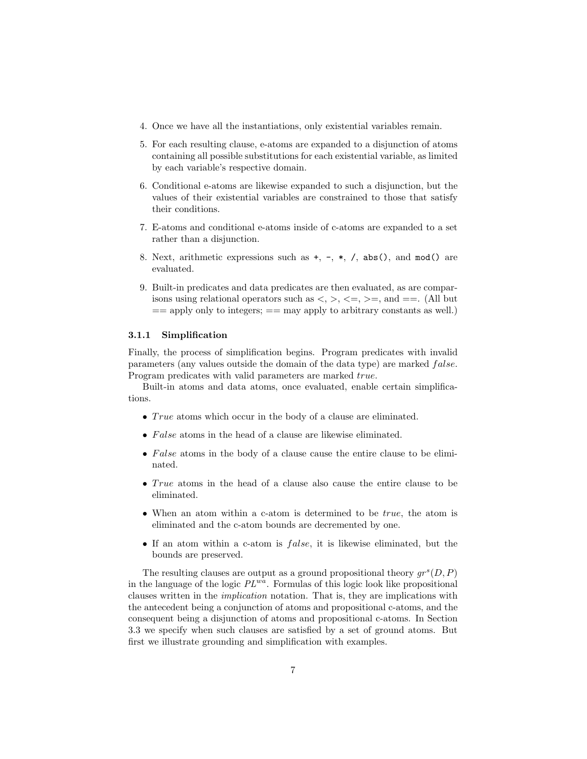4. Once we have all the instantiations, only existential variables remain.

5. For each resulting clause, e-atoms are expanded to a disjunction of atoms containing all possible substitutions for each existential variable, as limited by each variable's respective domain.

6. Conditional e-atoms are likewise expanded to such a disjunction, but the values of their existential variables are constrained to those that satisfy their conditions.

7. E-atoms and conditional e-atoms inside of c-atoms are expanded to a set rather than a disjunction.

8. Next, arithmetic expressions such as `+`, `-`, `*`, `/`, `abs()`, and `mod()` are evaluated.

9. Built-in predicates and data predicates are then evaluated, as are comparisons using relational operators such as <, >, <=, >=, and ==. (All but == apply only to integers; == may apply to arbitrary constants as well.)

### 3.1.1 Simplification

Finally, the process of simplification begins. Program predicates with invalid parameters (any values outside the domain of the data type) are marked *false*. Program predicates with valid parameters are marked *true*.

Built-in atoms and data atoms, once evaluated, enable certain simplifications.

- *True* atoms which occur in the body of a clause are eliminated.
- *False* atoms in the head of a clause are likewise eliminated.
- *False* atoms in the body of a clause cause the entire clause to be eliminated.
- *True* atoms in the head of a clause also cause the entire clause to be eliminated.
- When an atom within a c-atom is determined to be *true*, the atom is eliminated and the c-atom bounds are decremented by one.
- If an atom within a c-atom is *false*, it is likewise eliminated, but the bounds are preserved.

The resulting clauses are output as a ground propositional theory $gr^s(D, P)$ in the language of the logic $PL^{wa}$. Formulas of this logic look like propositional clauses written in the *implication* notation. That is, they are implications with the antecedent being a conjunction of atoms and propositional c-atoms, and the consequent being a disjunction of atoms and propositional c-atoms. In Section 3.3 we specify when such clauses are satisfied by a set of ground atoms. But first we illustrate grounding and simplification with examples.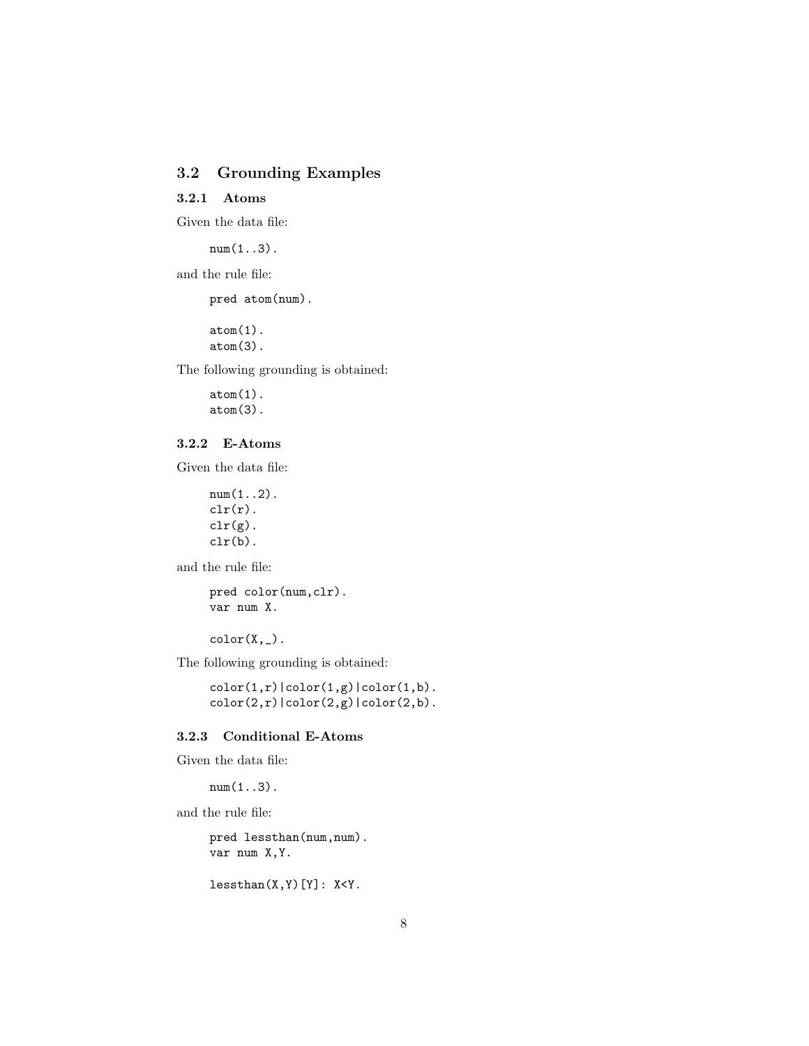## 3.2 Grounding Examples

### 3.2.1 Atoms

Given the data file:

```
num(1..3).
```

and the rule file:

```
pred atom(num).

atom(1).
atom(3).
```

The following grounding is obtained:

```
atom(1).
atom(3).
```

### 3.2.2 E-Atoms

Given the data file:

```
num(1..2).
clr(r).
clr(g).
clr(b).
```

and the rule file:

```
pred color(num,clr).
var num X.

color(X,_).
```

The following grounding is obtained:

```
color(1,r)|color(1,g)|color(1,b).
color(2,r)|color(2,g)|color(2,b).
```

### 3.2.3 Conditional E-Atoms

Given the data file:

```
num(1..3).
```

and the rule file:

```
pred lessthan(num,num).
var num X,Y.

lessthan(X,Y)[Y]: X<Y.
```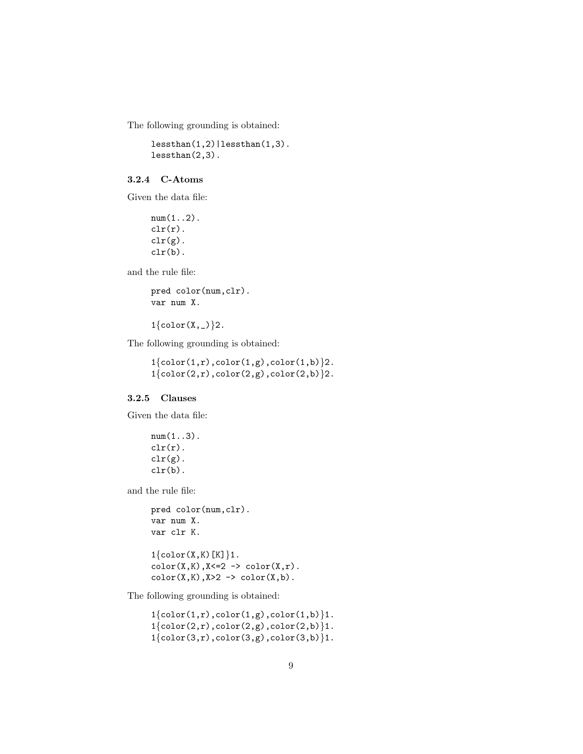The following grounding is obtained:

```
lessthan(1,2)|lessthan(1,3).
lessthan(2,3).
```

### 3.2.4 C-Atoms

Given the data file:

```
num(1..2).
clr(r).
clr(g).
clr(b).
```

and the rule file:

```
pred color(num,clr).
var num X.

1{color(X,_)}2.
```

The following grounding is obtained:

```
1{color(1,r),color(1,g),color(1,b)}2.
1{color(2,r),color(2,g),color(2,b)}2.
```

### 3.2.5 Clauses

Given the data file:

```
num(1..3).
clr(r).
clr(g).
clr(b).
```

and the rule file:

```
pred color(num,clr).
var num X.
var clr K.

1{color(X,K)[K]}1.
color(X,K),X<=2 -> color(X,r).
color(X,K),X>2 -> color(X,b).
```

The following grounding is obtained:

```
1{color(1,r),color(1,g),color(1,b)}1.
1{color(2,r),color(2,g),color(2,b)}1.
1{color(3,r),color(3,g),color(3,b)}1.
```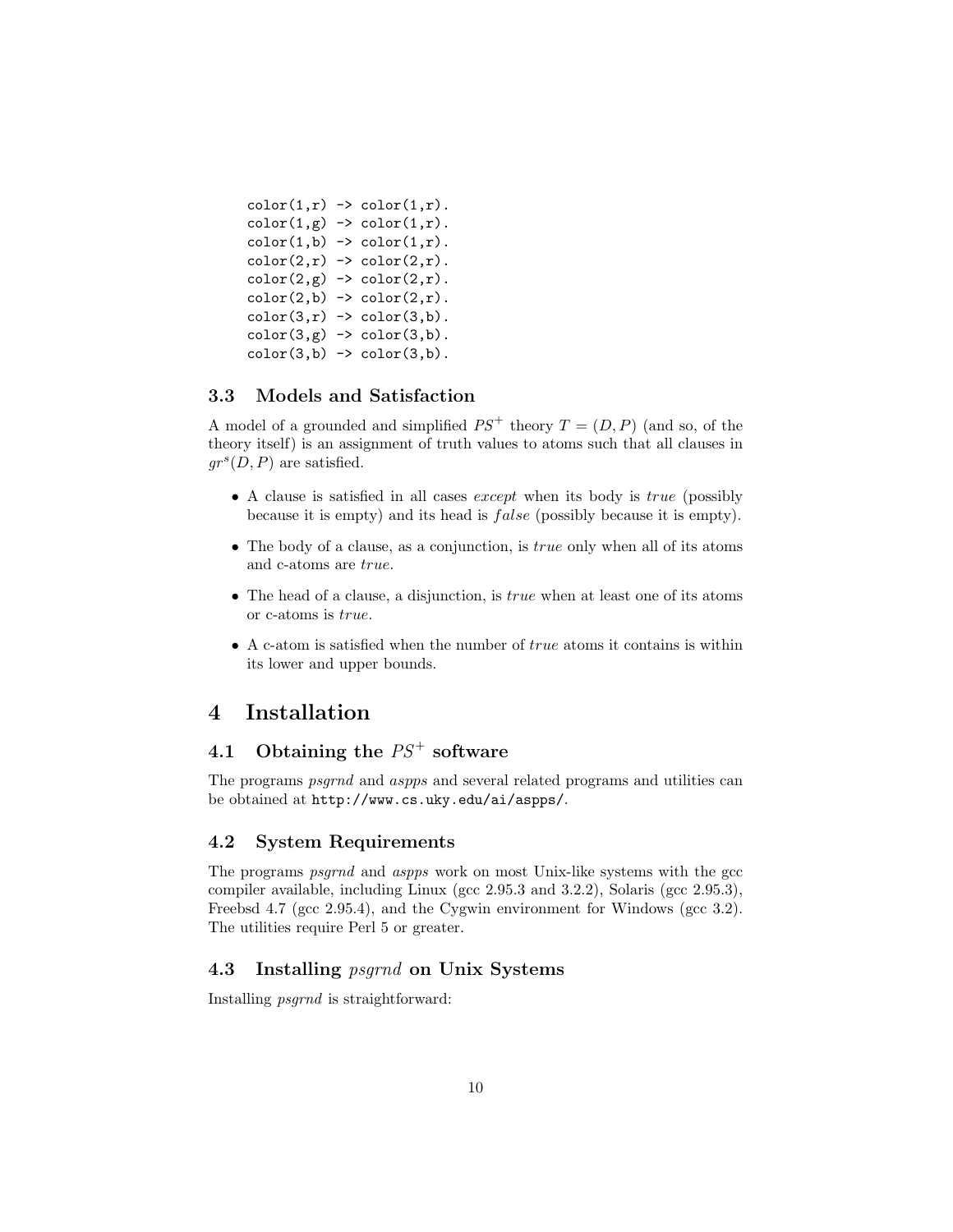```
color(1,r) -> color(1,r).
color(1,g) -> color(1,r).
color(1,b) -> color(1,r).
color(2,r) -> color(2,r).
color(2,g) -> color(2,r).
color(2,b) -> color(2,r).
color(3,r) -> color(3,b).
color(3,g) -> color(3,b).
color(3,b) -> color(3,b).
```

### 3.3 Models and Satisfaction

A model of a grounded and simplified $PS^+$ theory $T = (D, P)$ (and so, of the theory itself) is an assignment of truth values to atoms such that all clauses in $gr^s(D, P)$ are satisfied.

- A clause is satisfied in all cases *except* when its body is *true* (possibly because it is empty) and its head is $false$ (possibly because it is empty).
- The body of a clause, as a conjunction, is *true* only when all of its atoms and c-atoms are *true*.
- The head of a clause, a disjunction, is *true* when at least one of its atoms or c-atoms is *true*.
- A c-atom is satisfied when the number of *true* atoms it contains is within its lower and upper bounds.

# 4 Installation

## 4.1 Obtaining the $PS^+$ software

The programs *psgrnd* and *aspps* and several related programs and utilities can be obtained at `http://www.cs.uky.edu/ai/aspps/`.

## 4.2 System Requirements

The programs *psgrnd* and *aspps* work on most Unix-like systems with the gcc compiler available, including Linux (gcc 2.95.3 and 3.2.2), Solaris (gcc 2.95.3), Freebsd 4.7 (gcc 2.95.4), and the Cygwin environment for Windows (gcc 3.2). The utilities require Perl 5 or greater.

## 4.3 Installing *psgrnd* on Unix Systems

Installing *psgrnd* is straightforward: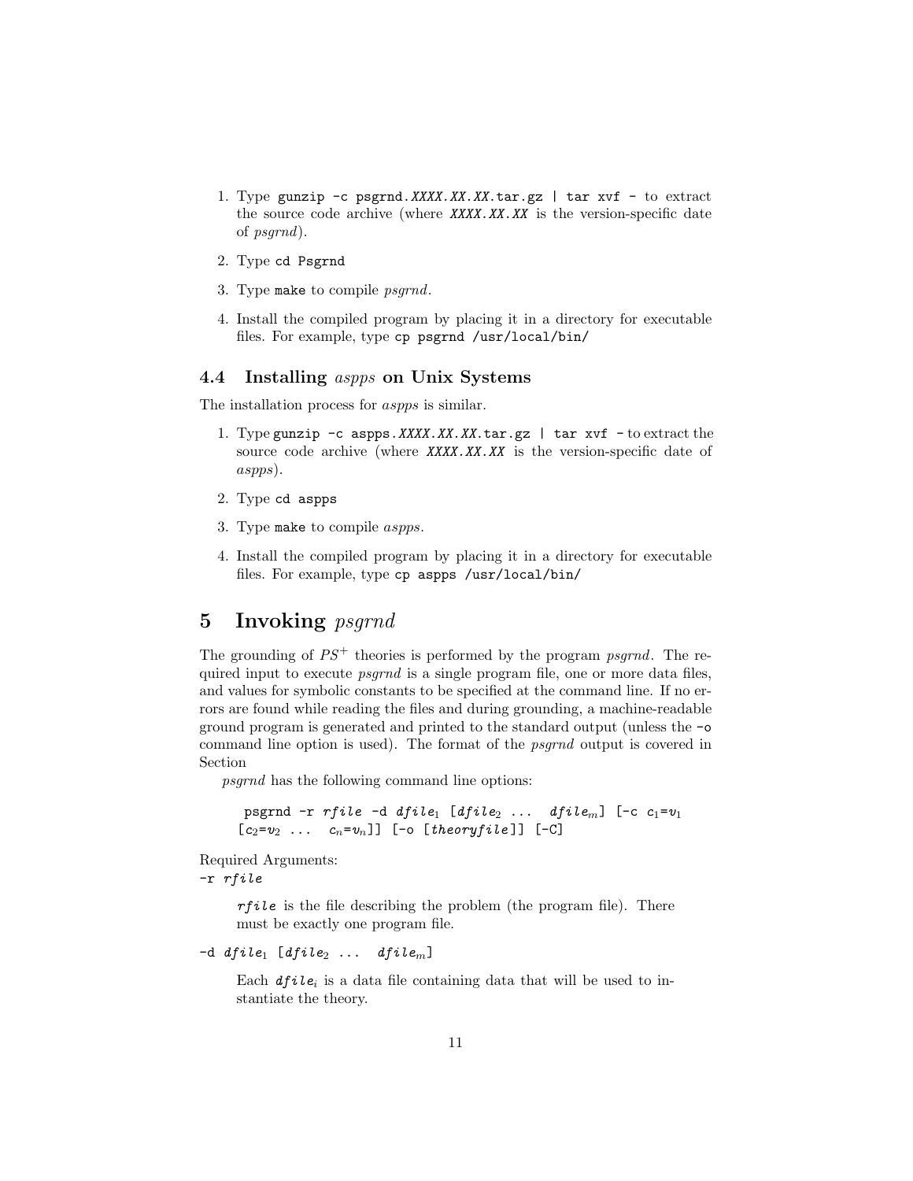1. Type `gunzip -c psgrnd.XXXX.XX.XX.tar.gz | tar xvf -` to extract the source code archive (where *XXXX.XX.XX* is the version-specific date of *psgrnd*).
2. Type `cd Psgrnd`
3. Type `make` to compile *psgrnd*.
4. Install the compiled program by placing it in a directory for executable files. For example, type `cp psgrnd /usr/local/bin/`

### 4.4 Installing *aspps* on Unix Systems

The installation process for *aspps* is similar.

1. Type `gunzip -c aspps.XXXX.XX.XX.tar.gz | tar xvf -` to extract the source code archive (where *XXXX.XX.XX* is the version-specific date of *aspps*).
2. Type `cd aspps`
3. Type `make` to compile *aspps*.
4. Install the compiled program by placing it in a directory for executable files. For example, type `cp aspps /usr/local/bin/`

## 5 Invoking *psgrnd*

The grounding of $PS^+$ theories is performed by the program *psgrnd*. The required input to execute *psgrnd* is a single program file, one or more data files, and values for symbolic constants to be specified at the command line. If no errors are found while reading the files and during grounding, a machine-readable ground program is generated and printed to the standard output (unless the `-o` command line option is used). The format of the *psgrnd* output is covered in Section

*psgrnd* has the following command line options:

`psgrnd -r rfile -d` $dfile_1$ `[`$dfile_2$ `...` $dfile_m$`] [-c` $c_1$=$v_1$ `[`$c_2$=$v_2$ `...` $c_n$=$v_n$`]] [-o [theoryfile]] [-C]`

Required Arguments:

`-r rfile`

> `rfile` is the file describing the problem (the program file). There must be exactly one program file.

`-d` $dfile_1$ `[`$dfile_2$ `...` $dfile_m$`]`

> Each $dfile_i$ is a data file containing data that will be used to instantiate the theory.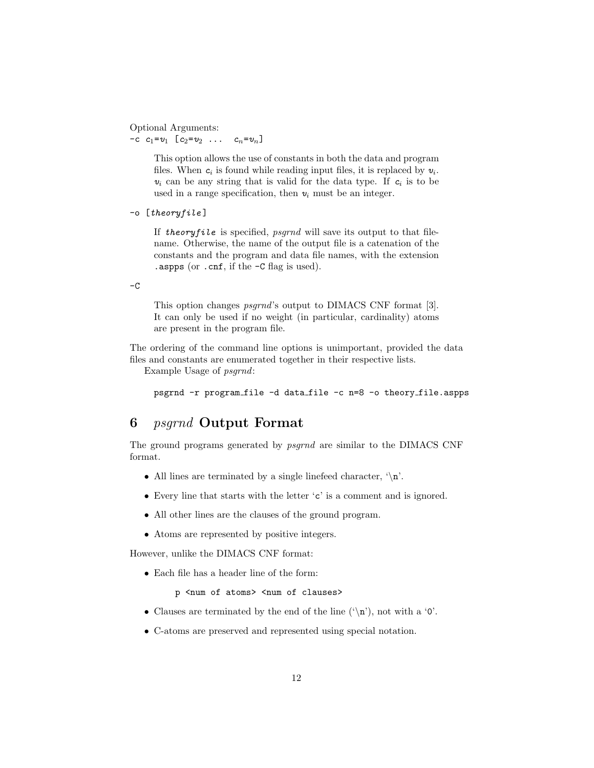Optional Arguments:

`-c` $c_1$`=`$v_1$ `[`$c_2$`=`$v_2$ `...` $c_n$`=`$v_n$`]`

> This option allows the use of constants in both the data and program files. When $c_i$ is found while reading input files, it is replaced by $v_i$. $v_i$ can be any string that is valid for the data type. If $c_i$ is to be used in a range specification, then $v_i$ must be an integer.

`-o [`*`theoryfile`*`]`

> If *`theoryfile`* is specified, *psgrnd* will save its output to that filename. Otherwise, the name of the output file is a catenation of the constants and the program and data file names, with the extension `.aspps` (or `.cnf`, if the `-C` flag is used).

`-C`

> This option changes *psgrnd*'s output to DIMACS CNF format [3]. It can only be used if no weight (in particular, cardinality) atoms are present in the program file.

The ordering of the command line options is unimportant, provided the data files and constants are enumerated together in their respective lists.

Example Usage of *psgrnd*:

```
psgrnd -r program_file -d data_file -c n=8 -o theory_file.aspps
```

## 6 *psgrnd* Output Format

The ground programs generated by *psgrnd* are similar to the DIMACS CNF format.

- All lines are terminated by a single linefeed character, '`\n`'.
- Every line that starts with the letter '`c`' is a comment and is ignored.
- All other lines are the clauses of the ground program.
- Atoms are represented by positive integers.

However, unlike the DIMACS CNF format:

- Each file has a header line of the form:

  ```
  p <num of atoms> <num of clauses>
  ```

- Clauses are terminated by the end of the line ('`\n`'), not with a '`0`'.
- C-atoms are preserved and represented using special notation.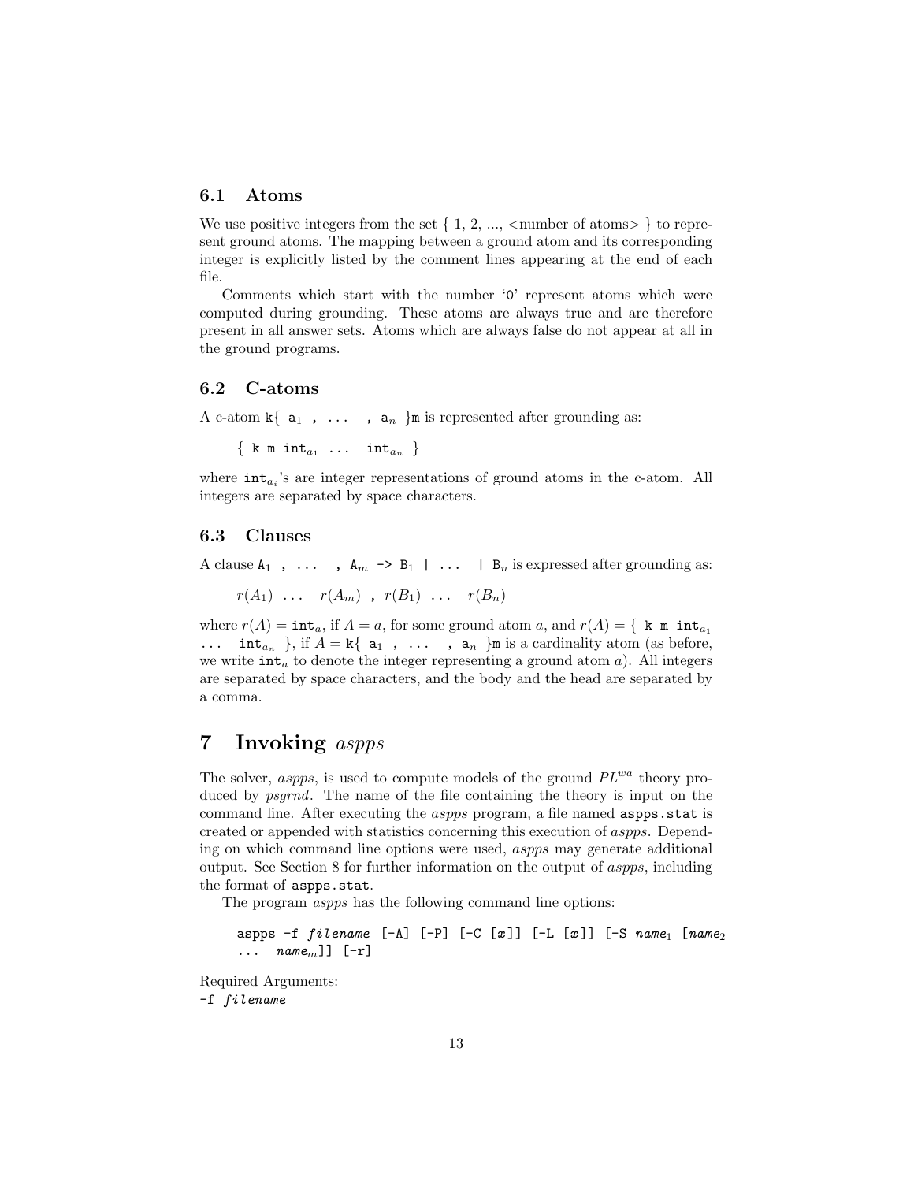### 6.1 Atoms

We use positive integers from the set { 1, 2, ..., <number of atoms> } to represent ground atoms. The mapping between a ground atom and its corresponding integer is explicitly listed by the comment lines appearing at the end of each file.

Comments which start with the number '0' represent atoms which were computed during grounding. These atoms are always true and are therefore present in all answer sets. Atoms which are always false do not appear at all in the ground programs.

### 6.2 C-atoms

A c-atom `k{` $\mathtt{a}_1$ `, ... ,` $\mathtt{a}_n$ `}m` is represented after grounding as:

> `{ k m` $\mathtt{int}_{a_1}$ `...` $\mathtt{int}_{a_n}$ `}`

where $\mathtt{int}_{a_i}$'s are integer representations of ground atoms in the c-atom. All integers are separated by space characters.

### 6.3 Clauses

A clause $\mathtt{A}_1$ `, ... ,` $\mathtt{A}_m$ `->` $\mathtt{B}_1$ `| ... |` $\mathtt{B}_n$ is expressed after grounding as:

> $r(A_1)$ ... $r(A_m)$ , $r(B_1)$ ... $r(B_n)$

where $r(A) = \mathtt{int}_a$, if $A = a$, for some ground atom $a$, and $r(A) =$ `{ k m` $\mathtt{int}_{a_1}$ `...` $\mathtt{int}_{a_n}$ `}`, if $A =$ `k{` $\mathtt{a}_1$ `, ... ,` $\mathtt{a}_n$ `}m` is a cardinality atom (as before, we write $\mathtt{int}_a$ to denote the integer representing a ground atom $a$). All integers are separated by space characters, and the body and the head are separated by a comma.

# 7 Invoking *aspps*

The solver, *aspps*, is used to compute models of the ground $PL^{wa}$ theory produced by *psgrnd*. The name of the file containing the theory is input on the command line. After executing the *aspps* program, a file named `aspps.stat` is created or appended with statistics concerning this execution of *aspps*. Depending on which command line options were used, *aspps* may generate additional output. See Section 8 for further information on the output of *aspps*, including the format of `aspps.stat`.

The program *aspps* has the following command line options:

> `aspps -f` *`filename`* `[-A] [-P] [-C [`*`x`*`]] [-L [`*`x`*`]] [-S` $\mathit{name}_1$ `[`$\mathit{name}_2$ `...` $\mathit{name}_m$`]] [-r]`

Required Arguments:
`-f` *`filename`*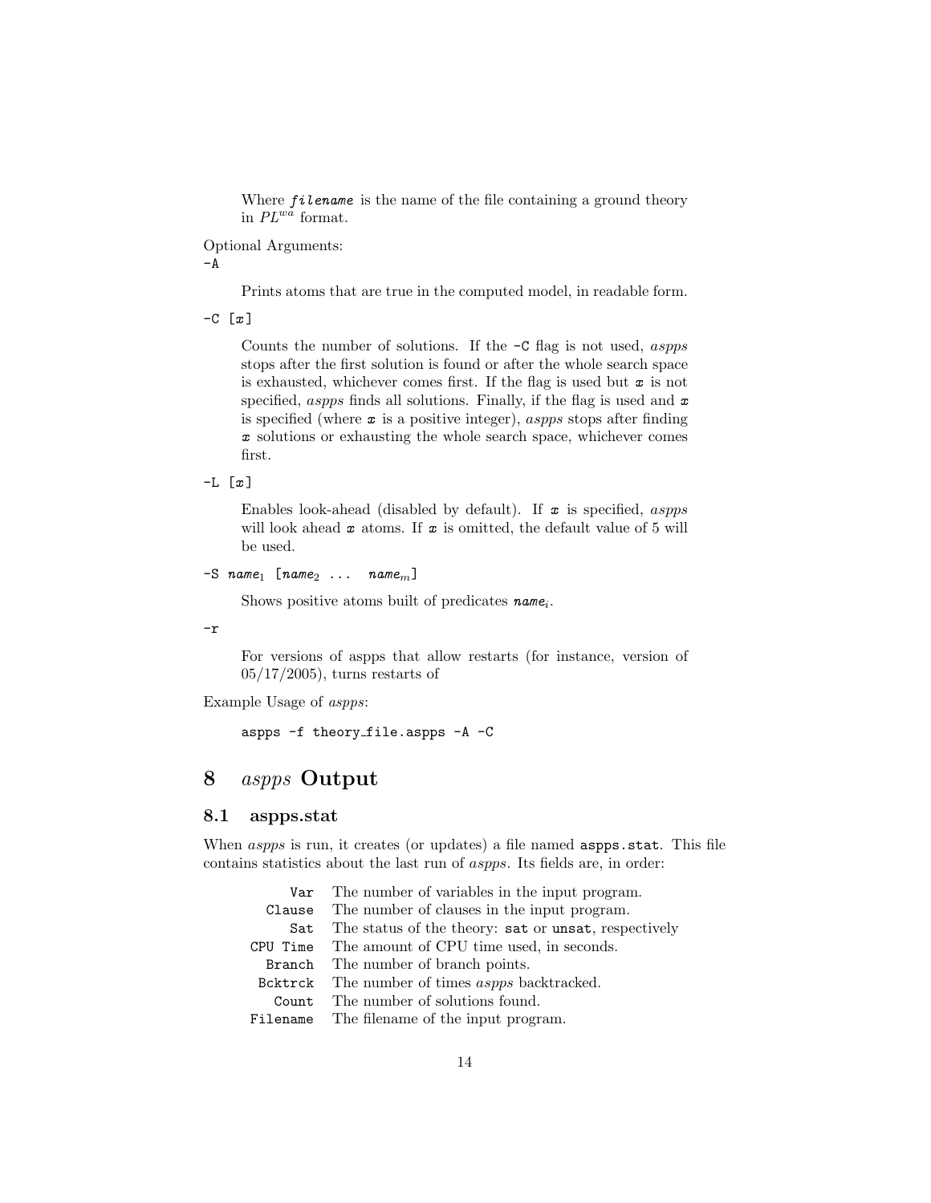Where *filename* is the name of the file containing a ground theory in $PL^{wa}$ format.

Optional Arguments:

`-A`

Prints atoms that are true in the computed model, in readable form.

`-C [x]`

Counts the number of solutions. If the `-C` flag is not used, *aspps* stops after the first solution is found or after the whole search space is exhausted, whichever comes first. If the flag is used but *x* is not specified, *aspps* finds all solutions. Finally, if the flag is used and *x* is specified (where *x* is a positive integer), *aspps* stops after finding *x* solutions or exhausting the whole search space, whichever comes first.

`-L [x]`

Enables look-ahead (disabled by default). If *x* is specified, *aspps* will look ahead *x* atoms. If *x* is omitted, the default value of 5 will be used.

`-S` $name_1$ [$name_2$ ... $name_m$]

Shows positive atoms built of predicates $name_i$.

`-r`

For versions of aspps that allow restarts (for instance, version of 05/17/2005), turns restarts of

Example Usage of *aspps*:

```
aspps -f theory_file.aspps -A -C
```

# 8 *aspps* Output

## 8.1 aspps.stat

When *aspps* is run, it creates (or updates) a file named `aspps.stat`. This file contains statistics about the last run of *aspps*. Its fields are, in order:

| | |
|---|---|
| `Var` | The number of variables in the input program. |
| `Clause` | The number of clauses in the input program. |
| `Sat` | The status of the theory: `sat` or `unsat`, respectively |
| `CPU Time` | The amount of CPU time used, in seconds. |
| `Branch` | The number of branch points. |
| `Bcktrck` | The number of times *aspps* backtracked. |
| `Count` | The number of solutions found. |
| `Filename` | The filename of the input program. |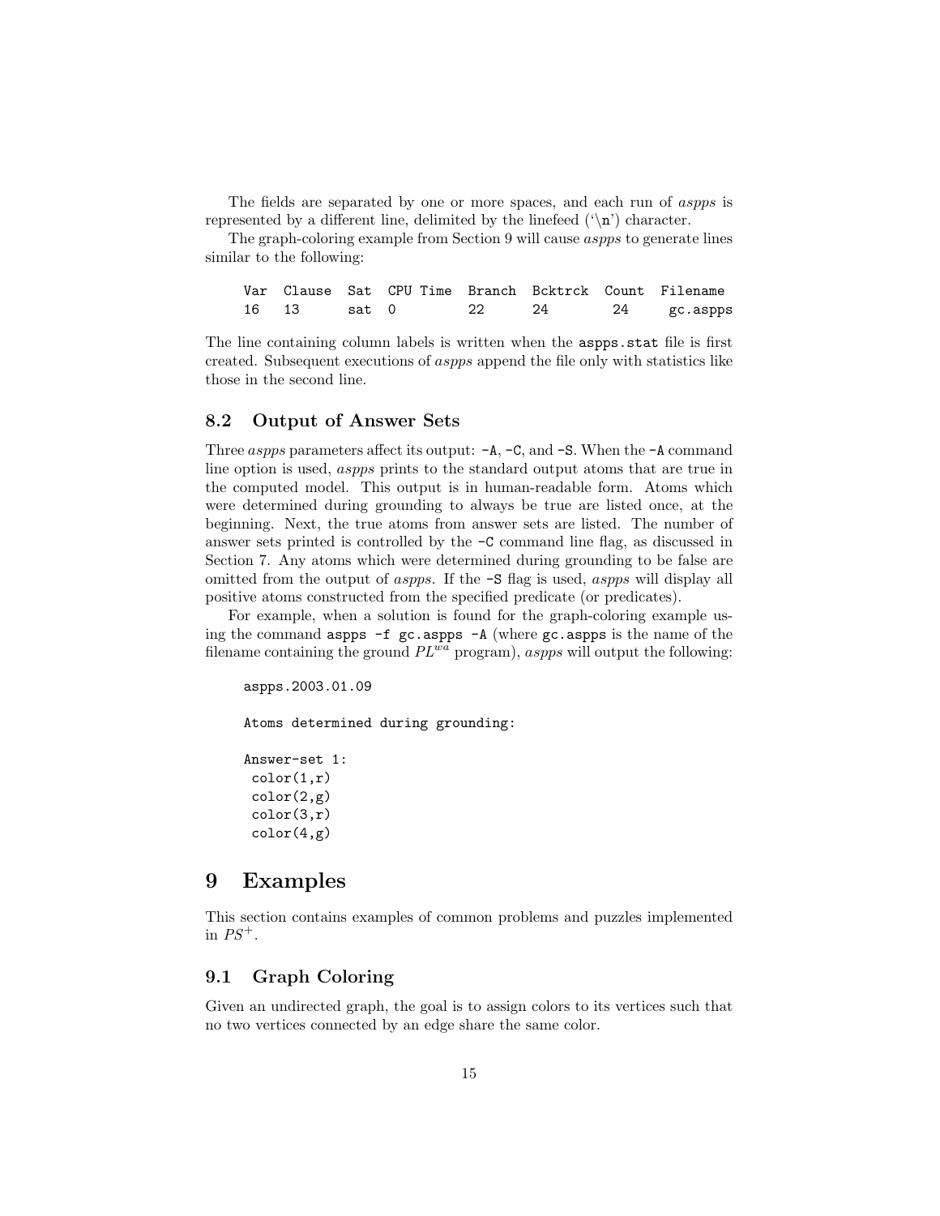The fields are separated by one or more spaces, and each run of *aspps* is represented by a different line, delimited by the linefeed ('\n') character.

The graph-coloring example from Section 9 will cause *aspps* to generate lines similar to the following:

```
Var  Clause  Sat  CPU Time  Branch  Bcktrck  Count  Filename
16   13      sat  0         22      24        24     gc.aspps
```

The line containing column labels is written when the `aspps.stat` file is first created. Subsequent executions of *aspps* append the file only with statistics like those in the second line.

### 8.2 Output of Answer Sets

Three *aspps* parameters affect its output: `-A`, `-C`, and `-S`. When the `-A` command line option is used, *aspps* prints to the standard output atoms that are true in the computed model. This output is in human-readable form. Atoms which were determined during grounding to always be true are listed once, at the beginning. Next, the true atoms from answer sets are listed. The number of answer sets printed is controlled by the `-C` command line flag, as discussed in Section 7. Any atoms which were determined during grounding to be false are omitted from the output of *aspps*. If the `-S` flag is used, *aspps* will display all positive atoms constructed from the specified predicate (or predicates).

For example, when a solution is found for the graph-coloring example using the command `aspps -f gc.aspps -A` (where `gc.aspps` is the name of the filename containing the ground $PL^{wa}$ program), *aspps* will output the following:

```
aspps.2003.01.09

Atoms determined during grounding:

Answer-set 1:
 color(1,r)
 color(2,g)
 color(3,r)
 color(4,g)
```

# 9 Examples

This section contains examples of common problems and puzzles implemented in $PS^{+}$.

### 9.1 Graph Coloring

Given an undirected graph, the goal is to assign colors to its vertices such that no two vertices connected by an edge share the same color.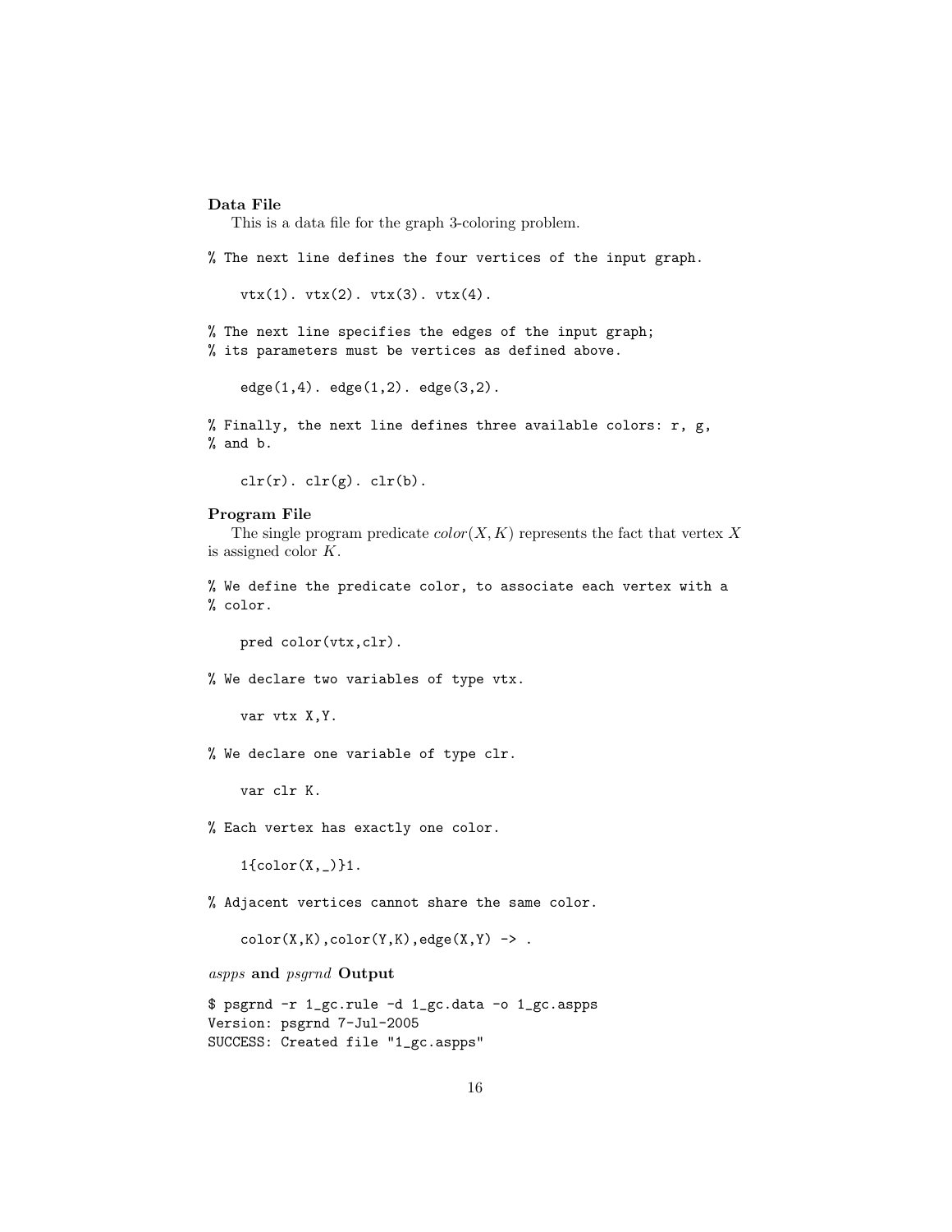**Data File**

This is a data file for the graph 3-coloring problem.

```
% The next line defines the four vertices of the input graph.

    vtx(1). vtx(2). vtx(3). vtx(4).

% The next line specifies the edges of the input graph;
% its parameters must be vertices as defined above.

    edge(1,4). edge(1,2). edge(3,2).

% Finally, the next line defines three available colors: r, g,
% and b.

    clr(r). clr(g). clr(b).
```

**Program File**

The single program predicate *color*$(X, K)$ represents the fact that vertex $X$ is assigned color $K$.

```
% We define the predicate color, to associate each vertex with a
% color.

    pred color(vtx,clr).

% We declare two variables of type vtx.

    var vtx X,Y.

% We declare one variable of type clr.

    var clr K.

% Each vertex has exactly one color.

    1{color(X,_)}1.

% Adjacent vertices cannot share the same color.

    color(X,K),color(Y,K),edge(X,Y) -> .
```

***aspps* and *psgrnd* Output**

```
$ psgrnd -r 1_gc.rule -d 1_gc.data -o 1_gc.aspps
Version: psgrnd 7-Jul-2005
SUCCESS: Created file "1_gc.aspps"
```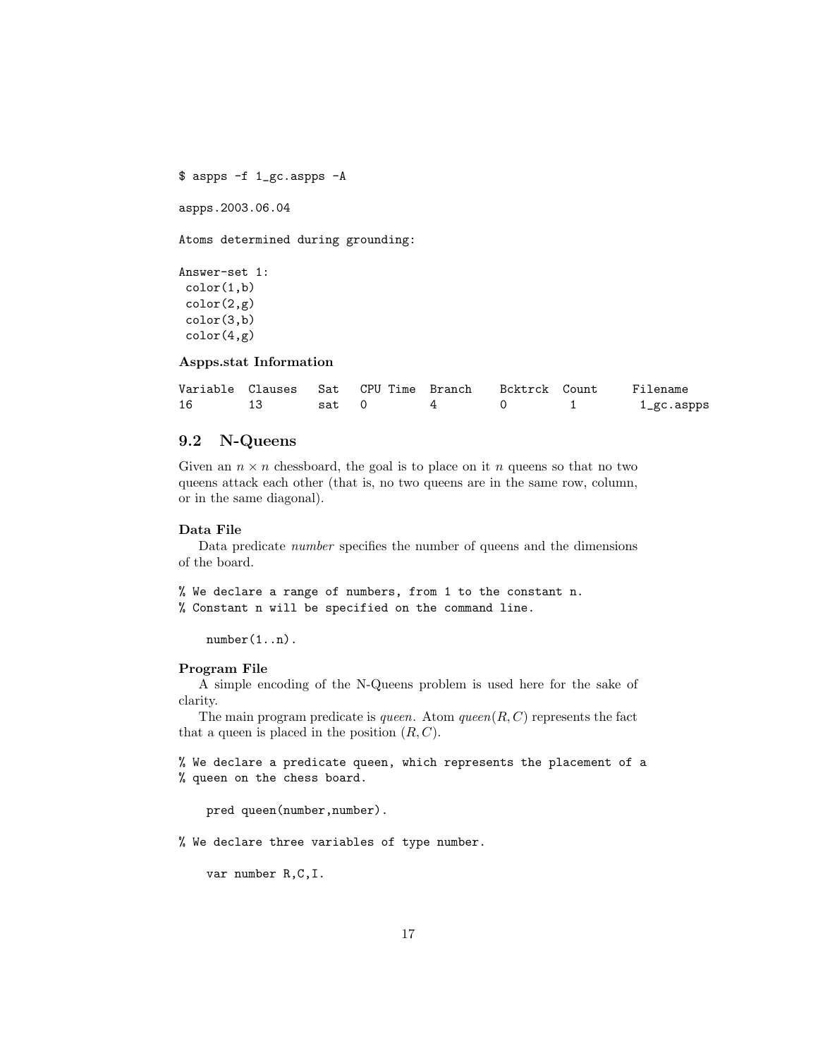```
$ aspps -f 1_gc.aspps -A

aspps.2003.06.04

Atoms determined during grounding:

Answer-set 1:
 color(1,b)
 color(2,g)
 color(3,b)
 color(4,g)
```

**Aspps.stat Information**

```
Variable  Clauses   Sat   CPU Time  Branch    Bcktrck  Count     Filename
16        13        sat   0         4         0        1          1_gc.aspps
```

## 9.2 N-Queens

Given an $n \times n$ chessboard, the goal is to place on it $n$ queens so that no two queens attack each other (that is, no two queens are in the same row, column, or in the same diagonal).

**Data File**

Data predicate *number* specifies the number of queens and the dimensions of the board.

```
% We declare a range of numbers, from 1 to the constant n.
% Constant n will be specified on the command line.

    number(1..n).
```

**Program File**

A simple encoding of the N-Queens problem is used here for the sake of clarity.

The main program predicate is *queen*. Atom $queen(R, C)$ represents the fact that a queen is placed in the position $(R, C)$.

```
% We declare a predicate queen, which represents the placement of a
% queen on the chess board.

    pred queen(number,number).

% We declare three variables of type number.

    var number R,C,I.
```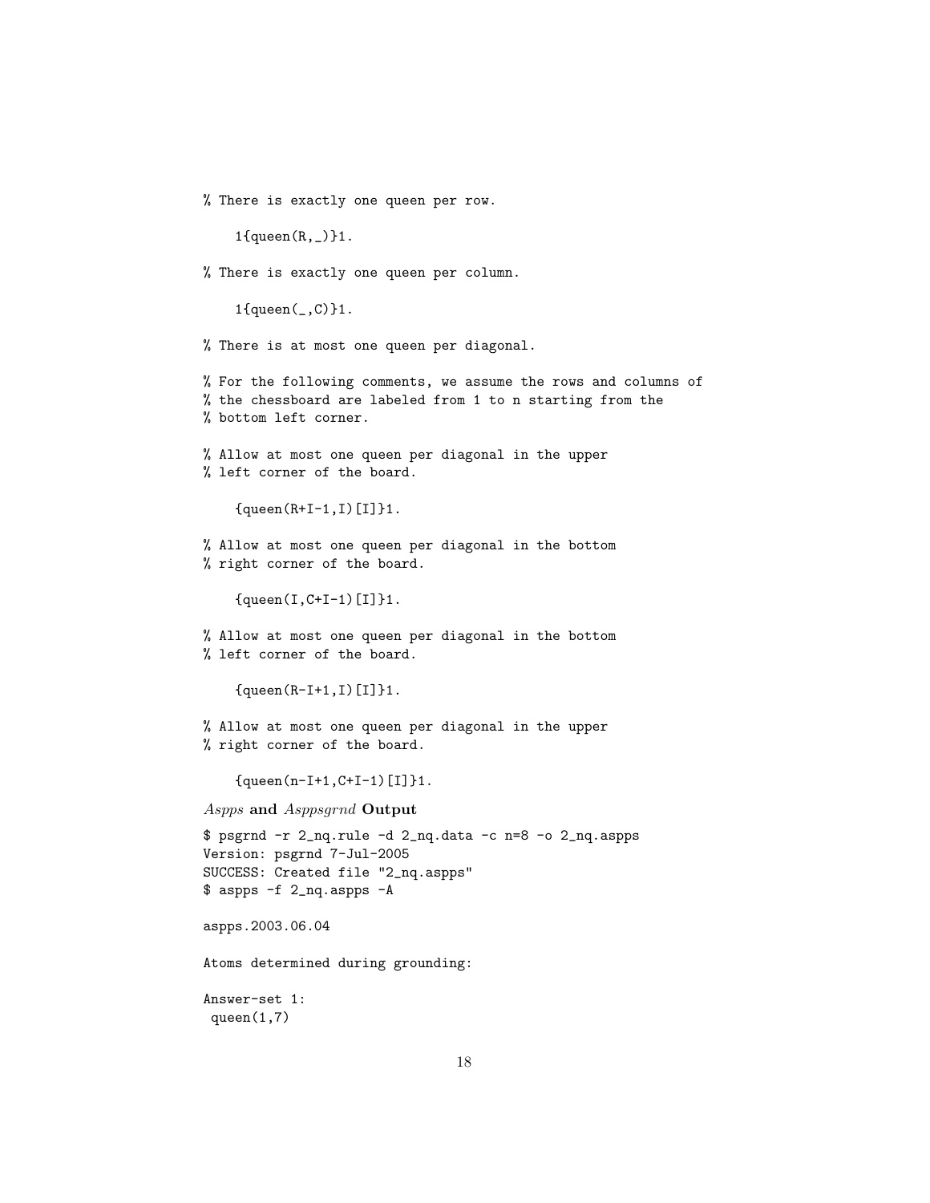```
% There is exactly one queen per row.

    1{queen(R,_)}1.

% There is exactly one queen per column.

    1{queen(_,C)}1.

% There is at most one queen per diagonal.

% For the following comments, we assume the rows and columns of
% the chessboard are labeled from 1 to n starting from the
% bottom left corner.

% Allow at most one queen per diagonal in the upper
% left corner of the board.

    {queen(R+I-1,I)[I]}1.

% Allow at most one queen per diagonal in the bottom
% right corner of the board.

    {queen(I,C+I-1)[I]}1.

% Allow at most one queen per diagonal in the bottom
% left corner of the board.

    {queen(R-I+1,I)[I]}1.

% Allow at most one queen per diagonal in the upper
% right corner of the board.

    {queen(n-I+1,C+I-1)[I]}1.
```

*Aspps* **and** *Asppsgrnd* **Output**

```
$ psgrnd -r 2_nq.rule -d 2_nq.data -c n=8 -o 2_nq.aspps
Version: psgrnd 7-Jul-2005
SUCCESS: Created file "2_nq.aspps"
$ aspps -f 2_nq.aspps -A

aspps.2003.06.04

Atoms determined during grounding:

Answer-set 1:
 queen(1,7)
```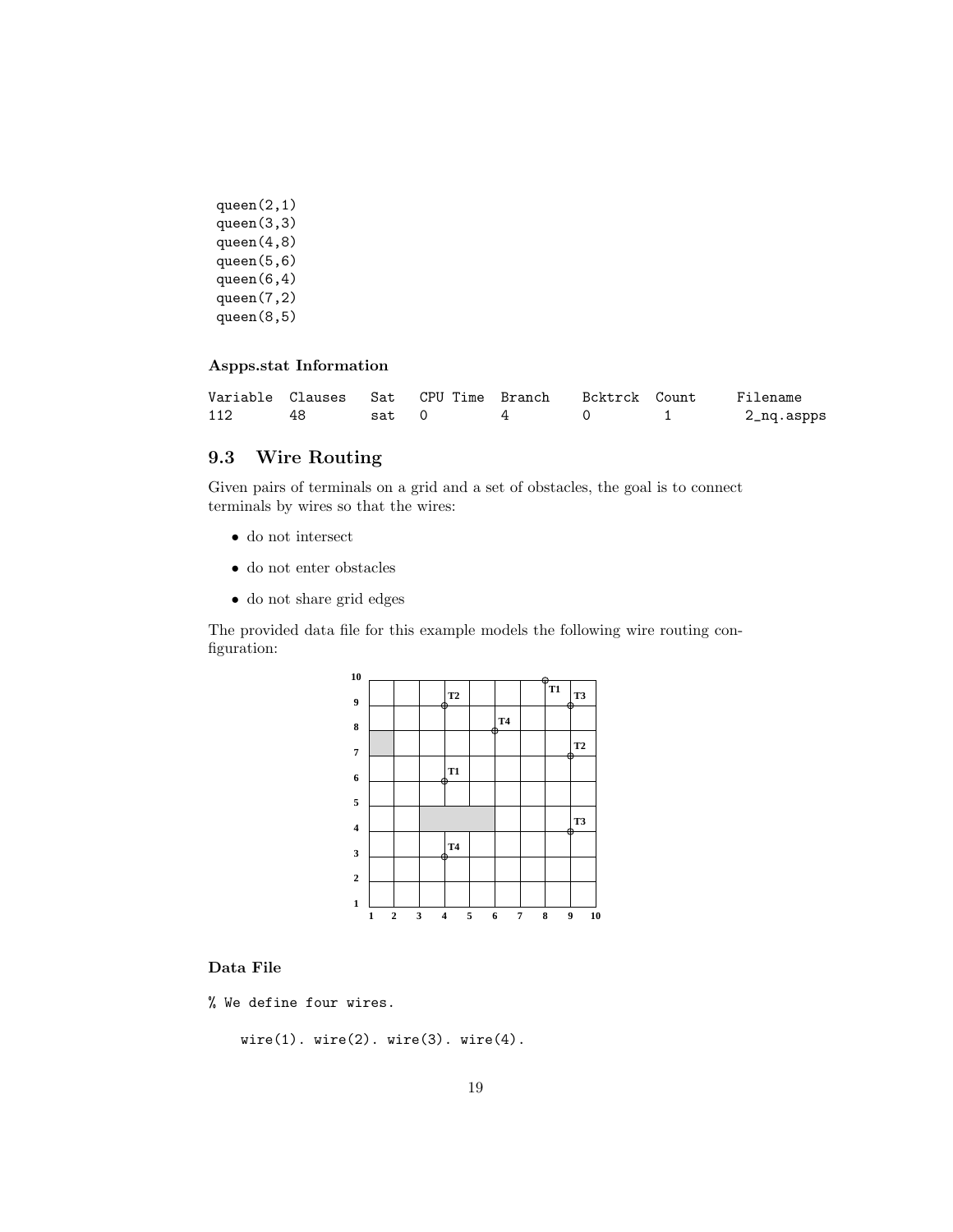```
queen(2,1)
queen(3,3)
queen(4,8)
queen(5,6)
queen(6,4)
queen(7,2)
queen(8,5)
```

#### Aspps.stat Information

```
Variable  Clauses   Sat   CPU Time  Branch    Bcktrck  Count     Filename
112       48        sat   0         4         0         1         2_nq.aspps
```

### 9.3 Wire Routing

Given pairs of terminals on a grid and a set of obstacles, the goal is to connect terminals by wires so that the wires:

- do not intersect
- do not enter obstacles
- do not share grid edges

The provided data file for this example models the following wire routing configuration:

#### Data File

```
% We define four wires.

    wire(1). wire(2). wire(3). wire(4).
```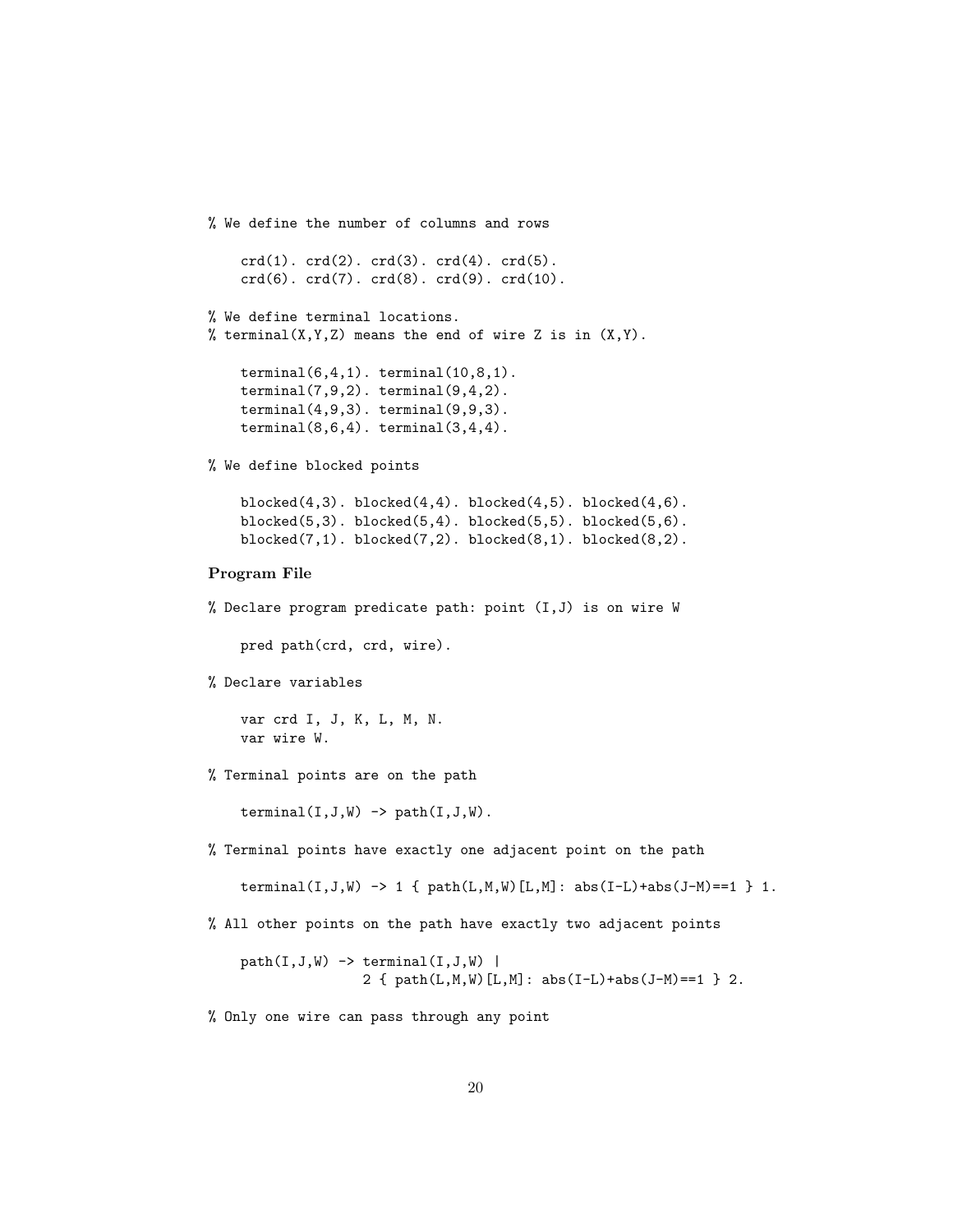```
% We define the number of columns and rows

    crd(1). crd(2). crd(3). crd(4). crd(5).
    crd(6). crd(7). crd(8). crd(9). crd(10).

% We define terminal locations.
% terminal(X,Y,Z) means the end of wire Z is in (X,Y).

    terminal(6,4,1). terminal(10,8,1).
    terminal(7,9,2). terminal(9,4,2).
    terminal(4,9,3). terminal(9,9,3).
    terminal(8,6,4). terminal(3,4,4).

% We define blocked points

    blocked(4,3). blocked(4,4). blocked(4,5). blocked(4,6).
    blocked(5,3). blocked(5,4). blocked(5,5). blocked(5,6).
    blocked(7,1). blocked(7,2). blocked(8,1). blocked(8,2).
```

**Program File**

```
% Declare program predicate path: point (I,J) is on wire W

    pred path(crd, crd, wire).

% Declare variables

    var crd I, J, K, L, M, N.
    var wire W.

% Terminal points are on the path

    terminal(I,J,W) -> path(I,J,W).

% Terminal points have exactly one adjacent point on the path

    terminal(I,J,W) -> 1 { path(L,M,W)[L,M]: abs(I-L)+abs(J-M)==1 } 1.

% All other points on the path have exactly two adjacent points

    path(I,J,W) -> terminal(I,J,W) |
                   2 { path(L,M,W)[L,M]: abs(I-L)+abs(J-M)==1 } 2.

% Only one wire can pass through any point
```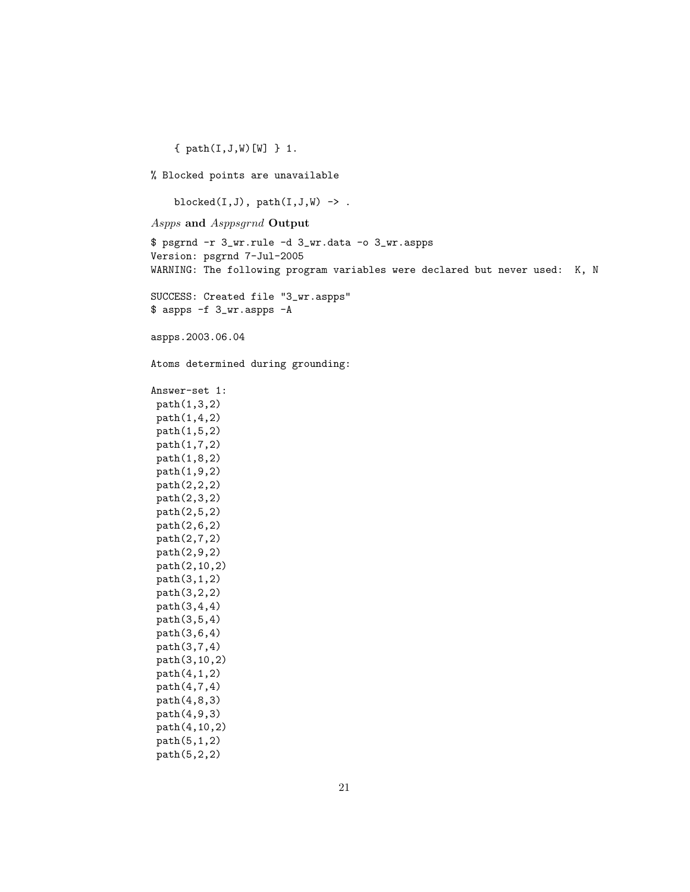```
    { path(I,J,W)[W] } 1.

% Blocked points are unavailable

    blocked(I,J), path(I,J,W) -> .
```

*Aspps* **and** *Asppsgrnd* **Output**

```
$ psgrnd -r 3_wr.rule -d 3_wr.data -o 3_wr.aspps
Version: psgrnd 7-Jul-2005
WARNING: The following program variables were declared but never used:  K, N

SUCCESS: Created file "3_wr.aspps"
$ aspps -f 3_wr.aspps -A

aspps.2003.06.04

Atoms determined during grounding:

Answer-set 1:
 path(1,3,2)
 path(1,4,2)
 path(1,5,2)
 path(1,7,2)
 path(1,8,2)
 path(1,9,2)
 path(2,2,2)
 path(2,3,2)
 path(2,5,2)
 path(2,6,2)
 path(2,7,2)
 path(2,9,2)
 path(2,10,2)
 path(3,1,2)
 path(3,2,2)
 path(3,4,4)
 path(3,5,4)
 path(3,6,4)
 path(3,7,4)
 path(3,10,2)
 path(4,1,2)
 path(4,7,4)
 path(4,8,3)
 path(4,9,3)
 path(4,10,2)
 path(5,1,2)
 path(5,2,2)
```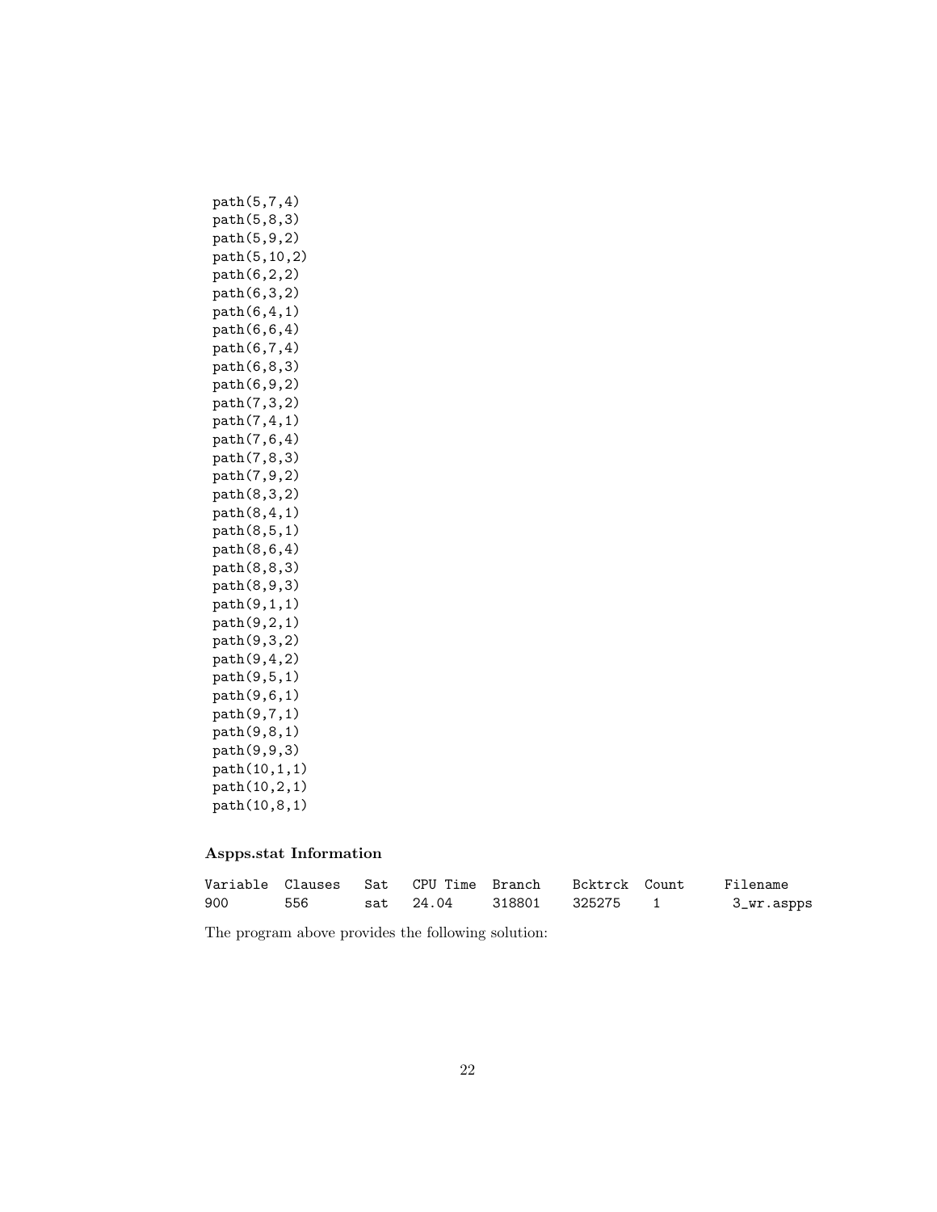```
path(5,7,4)
path(5,8,3)
path(5,9,2)
path(5,10,2)
path(6,2,2)
path(6,3,2)
path(6,4,1)
path(6,6,4)
path(6,7,4)
path(6,8,3)
path(6,9,2)
path(7,3,2)
path(7,4,1)
path(7,6,4)
path(7,8,3)
path(7,9,2)
path(8,3,2)
path(8,4,1)
path(8,5,1)
path(8,6,4)
path(8,8,3)
path(8,9,3)
path(9,1,1)
path(9,2,1)
path(9,3,2)
path(9,4,2)
path(9,5,1)
path(9,6,1)
path(9,7,1)
path(9,8,1)
path(9,9,3)
path(10,1,1)
path(10,2,1)
path(10,8,1)
```

### Aspps.stat Information

```
Variable  Clauses   Sat   CPU Time  Branch    Bcktrck  Count      Filename
900       556       sat   24.04     318801    325275   1           3_wr.aspps
```

The program above provides the following solution: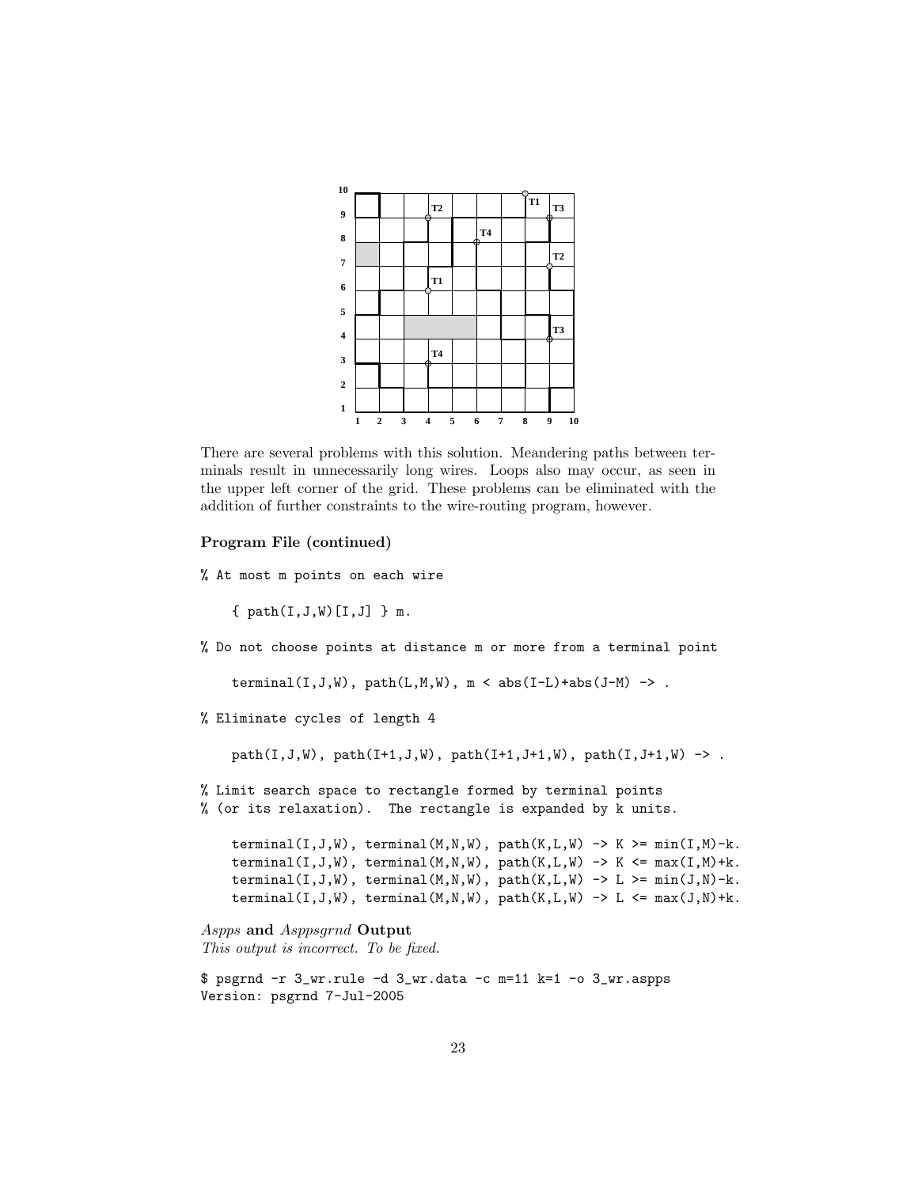There are several problems with this solution. Meandering paths between terminals result in unnecessarily long wires. Loops also may occur, as seen in the upper left corner of the grid. These problems can be eliminated with the addition of further constraints to the wire-routing program, however.

**Program File (continued)**

```
% At most m points on each wire

    { path(I,J,W)[I,J] } m.

% Do not choose points at distance m or more from a terminal point

    terminal(I,J,W), path(L,M,W), m < abs(I-L)+abs(J-M) -> .

% Eliminate cycles of length 4

    path(I,J,W), path(I+1,J,W), path(I+1,J+1,W), path(I,J+1,W) -> .

% Limit search space to rectangle formed by terminal points
% (or its relaxation).  The rectangle is expanded by k units.

    terminal(I,J,W), terminal(M,N,W), path(K,L,W) -> K >= min(I,M)-k.
    terminal(I,J,W), terminal(M,N,W), path(K,L,W) -> K <= max(I,M)+k.
    terminal(I,J,W), terminal(M,N,W), path(K,L,W) -> L >= min(J,N)-k.
    terminal(I,J,W), terminal(M,N,W), path(K,L,W) -> L <= max(J,N)+k.
```

*Aspps* **and** *Asppsgrnd* **Output**
*This output is incorrect. To be fixed.*

```
$ psgrnd -r 3_wr.rule -d 3_wr.data -c m=11 k=1 -o 3_wr.aspps
Version: psgrnd 7-Jul-2005
```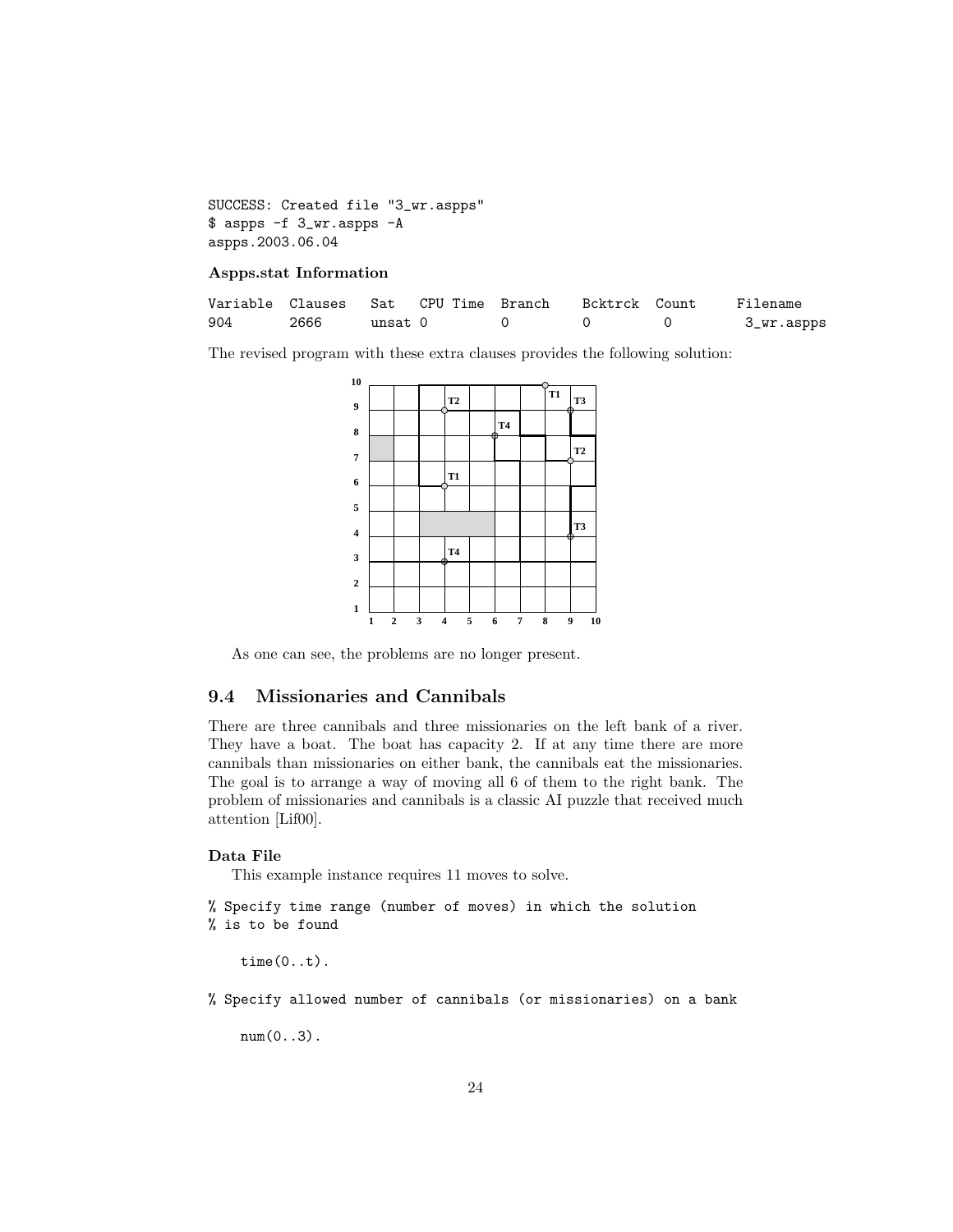```
SUCCESS: Created file "3_wr.aspps"
$ aspps -f 3_wr.aspps -A
aspps.2003.06.04
```

**Aspps.stat Information**

```
Variable  Clauses   Sat   CPU Time  Branch    Bcktrck  Count     Filename
904       2666      unsat 0         0         0        0          3_wr.aspps
```

The revised program with these extra clauses provides the following solution:

As one can see, the problems are no longer present.

## 9.4 Missionaries and Cannibals

There are three cannibals and three missionaries on the left bank of a river. They have a boat. The boat has capacity 2. If at any time there are more cannibals than missionaries on either bank, the cannibals eat the missionaries. The goal is to arrange a way of moving all 6 of them to the right bank. The problem of missionaries and cannibals is a classic AI puzzle that received much attention [Lif00].

**Data File**

This example instance requires 11 moves to solve.

```
% Specify time range (number of moves) in which the solution
% is to be found

    time(0..t).

% Specify allowed number of cannibals (or missionaries) on a bank

    num(0..3).
```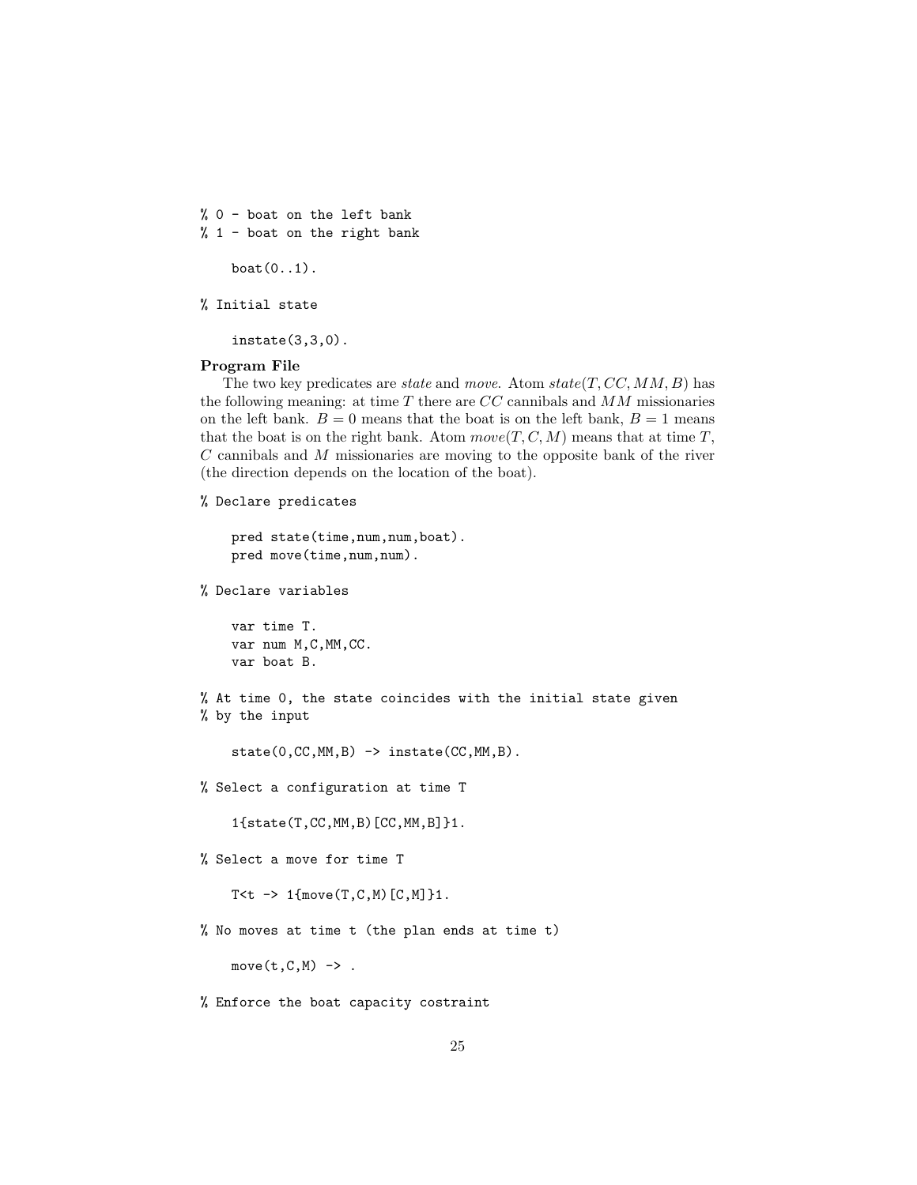```
% 0 - boat on the left bank
% 1 - boat on the right bank

    boat(0..1).

% Initial state

    instate(3,3,0).
```

**Program File**

The two key predicates are *state* and *move*. Atom $state(T, CC, MM, B)$ has the following meaning: at time $T$ there are $CC$ cannibals and $MM$ missionaries on the left bank. $B = 0$ means that the boat is on the left bank, $B = 1$ means that the boat is on the right bank. Atom $move(T, C, M)$ means that at time $T$, $C$ cannibals and $M$ missionaries are moving to the opposite bank of the river (the direction depends on the location of the boat).

```
% Declare predicates

    pred state(time,num,num,boat).
    pred move(time,num,num).

% Declare variables

    var time T.
    var num M,C,MM,CC.
    var boat B.

% At time 0, the state coincides with the initial state given
% by the input

    state(0,CC,MM,B) -> instate(CC,MM,B).

% Select a configuration at time T

    1{state(T,CC,MM,B)[CC,MM,B]}1.

% Select a move for time T

    T<t -> 1{move(T,C,M)[C,M]}1.

% No moves at time t (the plan ends at time t)

    move(t,C,M) -> .

% Enforce the boat capacity costraint
```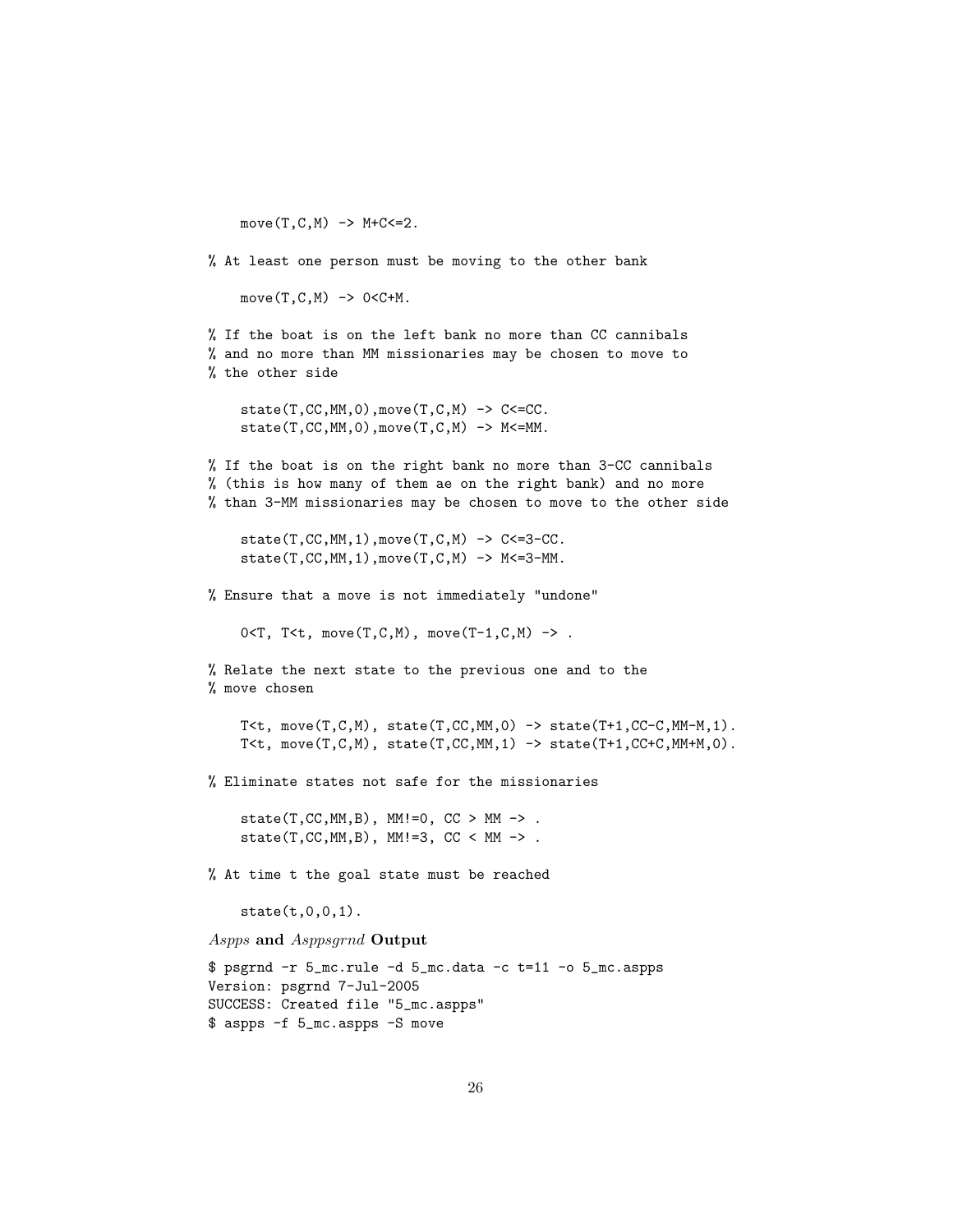```
    move(T,C,M) -> M+C<=2.

% At least one person must be moving to the other bank

    move(T,C,M) -> 0<C+M.

% If the boat is on the left bank no more than CC cannibals
% and no more than MM missionaries may be chosen to move to
% the other side

    state(T,CC,MM,0),move(T,C,M) -> C<=CC.
    state(T,CC,MM,0),move(T,C,M) -> M<=MM.

% If the boat is on the right bank no more than 3-CC cannibals
% (this is how many of them ae on the right bank) and no more
% than 3-MM missionaries may be chosen to move to the other side

    state(T,CC,MM,1),move(T,C,M) -> C<=3-CC.
    state(T,CC,MM,1),move(T,C,M) -> M<=3-MM.

% Ensure that a move is not immediately "undone"

    0<T, T<t, move(T,C,M), move(T-1,C,M) -> .

% Relate the next state to the previous one and to the
% move chosen

    T<t, move(T,C,M), state(T,CC,MM,0) -> state(T+1,CC-C,MM-M,1).
    T<t, move(T,C,M), state(T,CC,MM,1) -> state(T+1,CC+C,MM+M,0).

% Eliminate states not safe for the missionaries

    state(T,CC,MM,B), MM!=0, CC > MM -> .
    state(T,CC,MM,B), MM!=3, CC < MM -> .

% At time t the goal state must be reached

    state(t,0,0,1).
```

***Aspps* and *Asppsgrnd* Output**

```
$ psgrnd -r 5_mc.rule -d 5_mc.data -c t=11 -o 5_mc.aspps
Version: psgrnd 7-Jul-2005
SUCCESS: Created file "5_mc.aspps"
$ aspps -f 5_mc.aspps -S move
```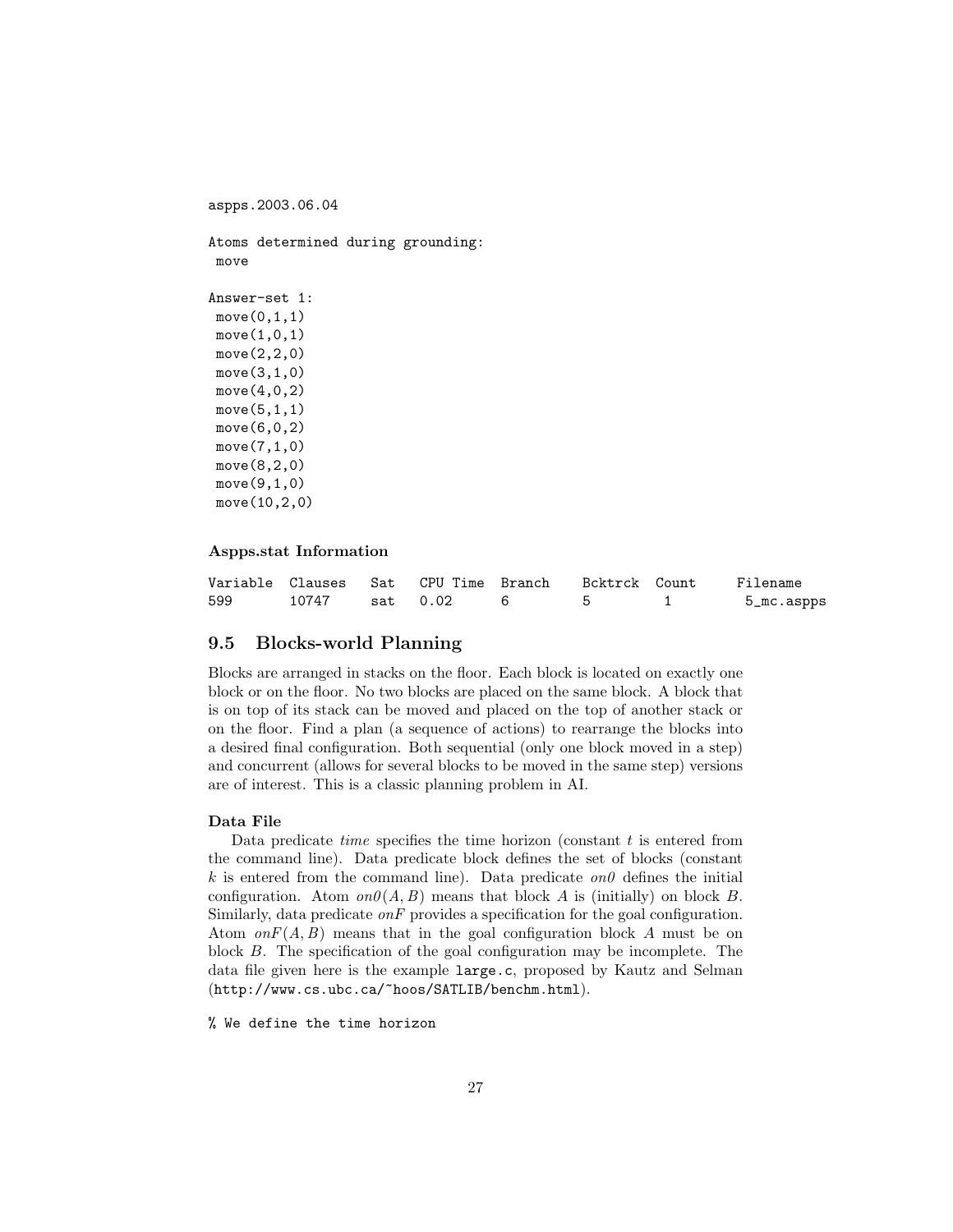```
aspps.2003.06.04

Atoms determined during grounding:
 move

Answer-set 1:
 move(0,1,1)
 move(1,0,1)
 move(2,2,0)
 move(3,1,0)
 move(4,0,2)
 move(5,1,1)
 move(6,0,2)
 move(7,1,0)
 move(8,2,0)
 move(9,1,0)
 move(10,2,0)
```

**Aspps.stat Information**

```
Variable  Clauses   Sat   CPU Time  Branch    Bcktrck  Count     Filename
599       10747     sat   0.02      6         5        1          5_mc.aspps
```

## 9.5 Blocks-world Planning

Blocks are arranged in stacks on the floor. Each block is located on exactly one block or on the floor. No two blocks are placed on the same block. A block that is on top of its stack can be moved and placed on the top of another stack or on the floor. Find a plan (a sequence of actions) to rearrange the blocks into a desired final configuration. Both sequential (only one block moved in a step) and concurrent (allows for several blocks to be moved in the same step) versions are of interest. This is a classic planning problem in AI.

**Data File**

Data predicate *time* specifies the time horizon (constant $t$ is entered from the command line). Data predicate block defines the set of blocks (constant $k$ is entered from the command line). Data predicate *on0* defines the initial configuration. Atom $on0(A, B)$ means that block $A$ is (initially) on block $B$. Similarly, data predicate *onF* provides a specification for the goal configuration. Atom $onF(A, B)$ means that in the goal configuration block $A$ must be on block $B$. The specification of the goal configuration may be incomplete. The data file given here is the example `large.c`, proposed by Kautz and Selman (`http://www.cs.ubc.ca/~hoos/SATLIB/benchm.html`).

```
% We define the time horizon
```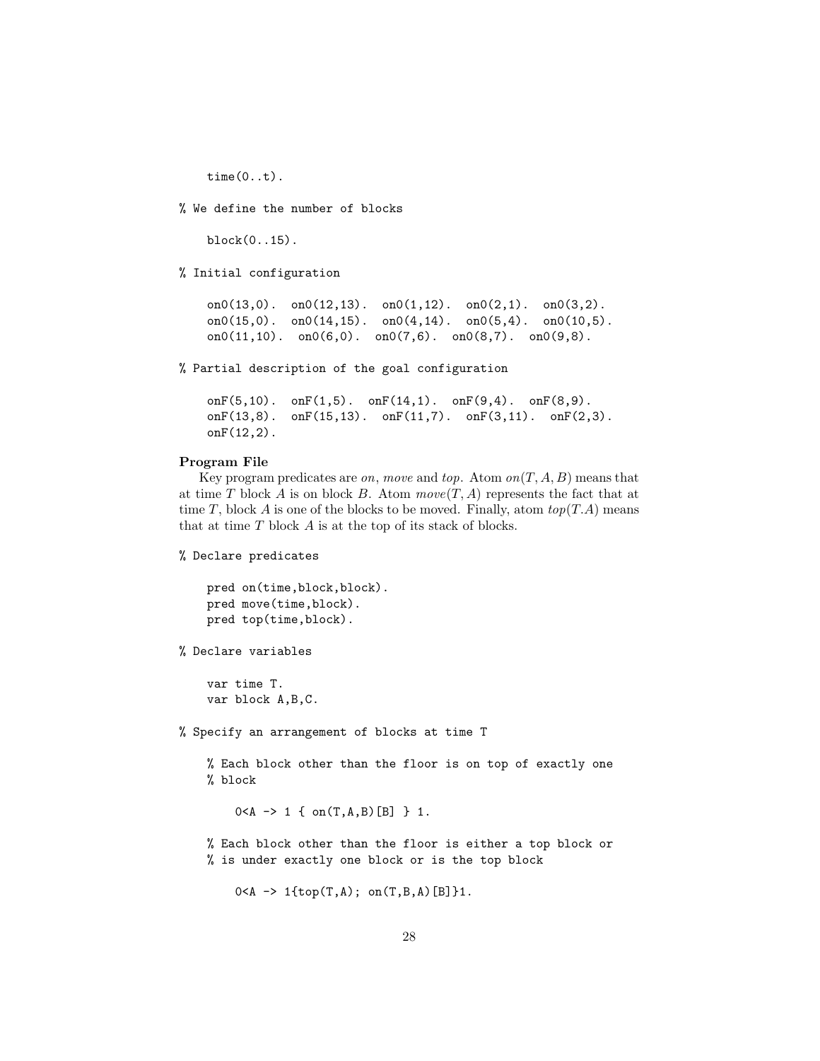```
    time(0..t).

% We define the number of blocks

    block(0..15).

% Initial configuration

    on0(13,0).  on0(12,13).  on0(1,12).  on0(2,1).  on0(3,2).
    on0(15,0).  on0(14,15).  on0(4,14).  on0(5,4).  on0(10,5).
    on0(11,10).  on0(6,0).  on0(7,6).  on0(8,7).  on0(9,8).

% Partial description of the goal configuration

    onF(5,10).  onF(1,5).  onF(14,1).  onF(9,4).  onF(8,9).
    onF(13,8).  onF(15,13).  onF(11,7).  onF(3,11).  onF(2,3).
    onF(12,2).
```

**Program File**

Key program predicates are *on*, *move* and *top*. Atom $on(T, A, B)$ means that at time $T$ block $A$ is on block $B$. Atom $move(T, A)$ represents the fact that at time $T$, block $A$ is one of the blocks to be moved. Finally, atom $top(T.A)$ means that at time $T$ block $A$ is at the top of its stack of blocks.

```
% Declare predicates

    pred on(time,block,block).
    pred move(time,block).
    pred top(time,block).

% Declare variables

    var time T.
    var block A,B,C.

% Specify an arrangement of blocks at time T

    % Each block other than the floor is on top of exactly one
    % block

        0<A -> 1 { on(T,A,B)[B] } 1.

    % Each block other than the floor is either a top block or
    % is under exactly one block or is the top block

        0<A -> 1{top(T,A); on(T,B,A)[B]}1.
```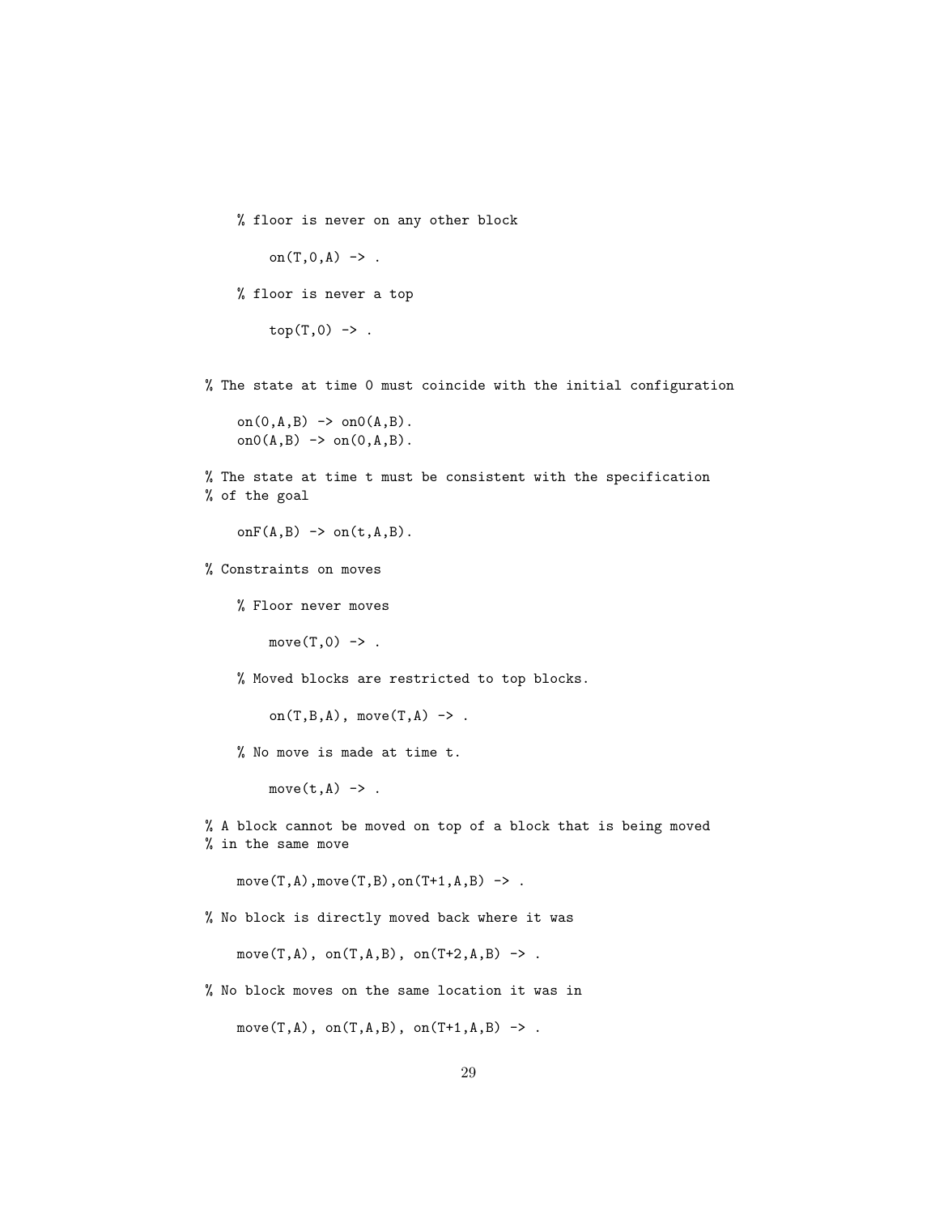```
    % floor is never on any other block

        on(T,0,A) -> .

    % floor is never a top

        top(T,0) -> .


% The state at time 0 must coincide with the initial configuration

    on(0,A,B) -> on0(A,B).
    on0(A,B) -> on(0,A,B).

% The state at time t must be consistent with the specification
% of the goal

    onF(A,B) -> on(t,A,B).

% Constraints on moves

    % Floor never moves

        move(T,0) -> .

    % Moved blocks are restricted to top blocks.

        on(T,B,A), move(T,A) -> .

    % No move is made at time t.

        move(t,A) -> .

% A block cannot be moved on top of a block that is being moved
% in the same move

    move(T,A),move(T,B),on(T+1,A,B) -> .

% No block is directly moved back where it was

    move(T,A), on(T,A,B), on(T+2,A,B) -> .

% No block moves on the same location it was in

    move(T,A), on(T,A,B), on(T+1,A,B) -> .
```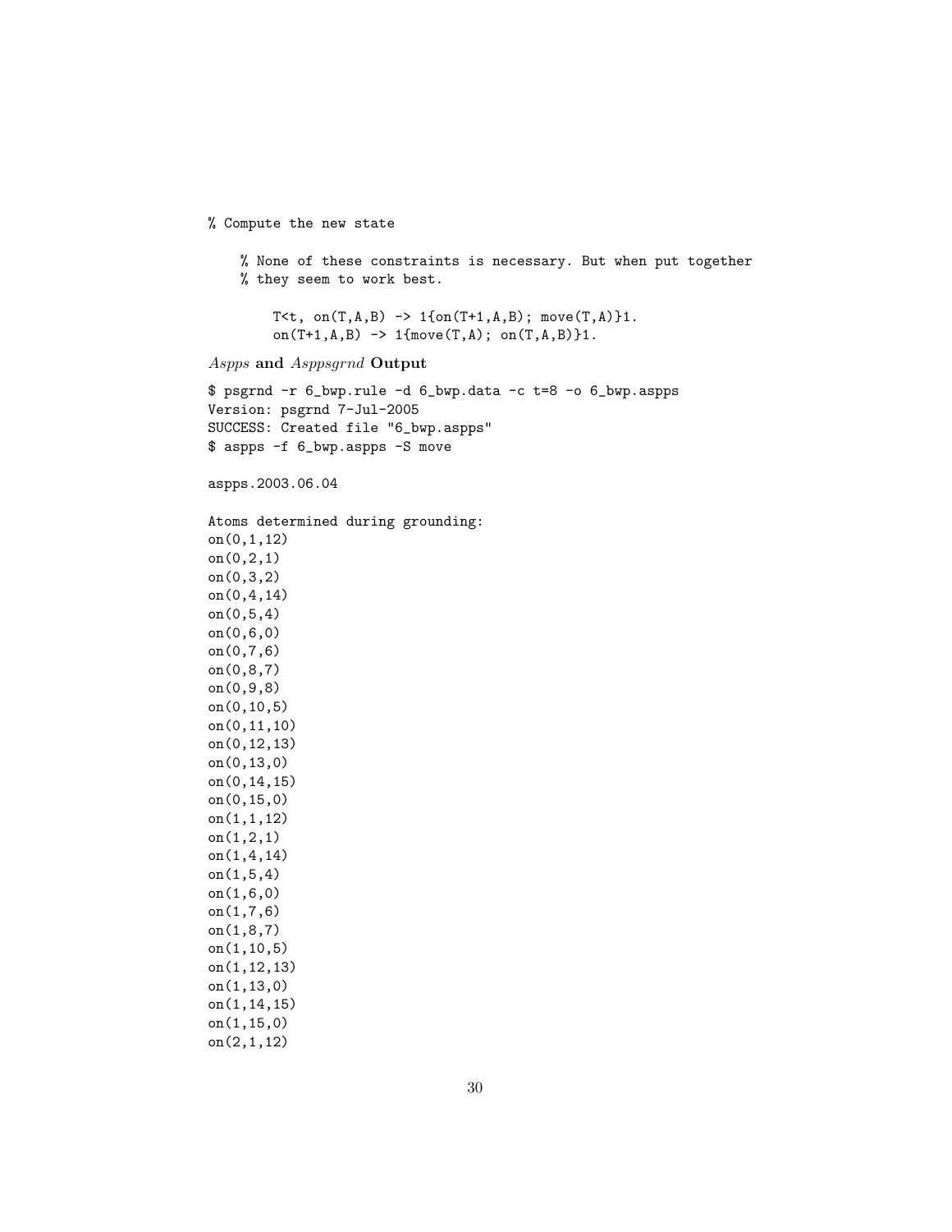```
% Compute the new state

    % None of these constraints is necessary. But when put together
    % they seem to work best.

        T<t, on(T,A,B) -> 1{on(T+1,A,B); move(T,A)}1.
        on(T+1,A,B) -> 1{move(T,A); on(T,A,B)}1.
```

*Aspps* **and** *Asppsgrnd* **Output**

```
$ psgrnd -r 6_bwp.rule -d 6_bwp.data -c t=8 -o 6_bwp.aspps
Version: psgrnd 7-Jul-2005
SUCCESS: Created file "6_bwp.aspps"
$ aspps -f 6_bwp.aspps -S move

aspps.2003.06.04

Atoms determined during grounding:
on(0,1,12)
on(0,2,1)
on(0,3,2)
on(0,4,14)
on(0,5,4)
on(0,6,0)
on(0,7,6)
on(0,8,7)
on(0,9,8)
on(0,10,5)
on(0,11,10)
on(0,12,13)
on(0,13,0)
on(0,14,15)
on(0,15,0)
on(1,1,12)
on(1,2,1)
on(1,4,14)
on(1,5,4)
on(1,6,0)
on(1,7,6)
on(1,8,7)
on(1,10,5)
on(1,12,13)
on(1,13,0)
on(1,14,15)
on(1,15,0)
on(2,1,12)
```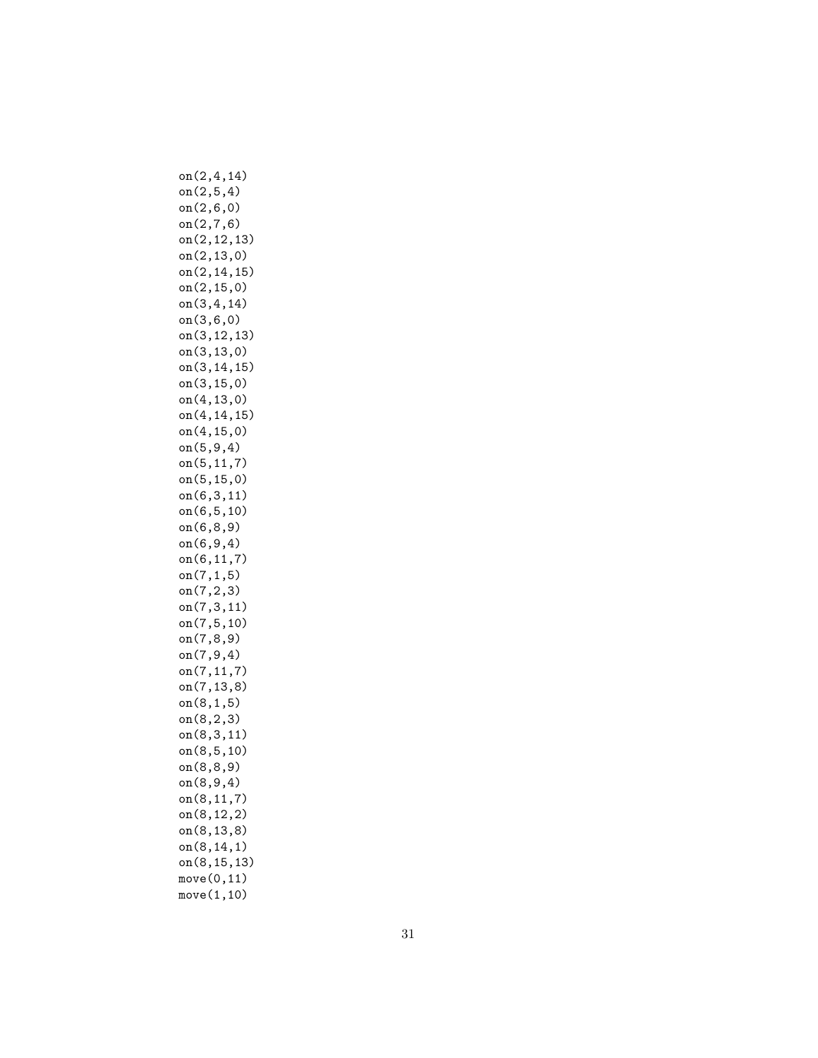```
on(2,4,14)
on(2,5,4)
on(2,6,0)
on(2,7,6)
on(2,12,13)
on(2,13,0)
on(2,14,15)
on(2,15,0)
on(3,4,14)
on(3,6,0)
on(3,12,13)
on(3,13,0)
on(3,14,15)
on(3,15,0)
on(4,13,0)
on(4,14,15)
on(4,15,0)
on(5,9,4)
on(5,11,7)
on(5,15,0)
on(6,3,11)
on(6,5,10)
on(6,8,9)
on(6,9,4)
on(6,11,7)
on(7,1,5)
on(7,2,3)
on(7,3,11)
on(7,5,10)
on(7,8,9)
on(7,9,4)
on(7,11,7)
on(7,13,8)
on(8,1,5)
on(8,2,3)
on(8,3,11)
on(8,5,10)
on(8,8,9)
on(8,9,4)
on(8,11,7)
on(8,12,2)
on(8,13,8)
on(8,14,1)
on(8,15,13)
move(0,11)
move(1,10)
```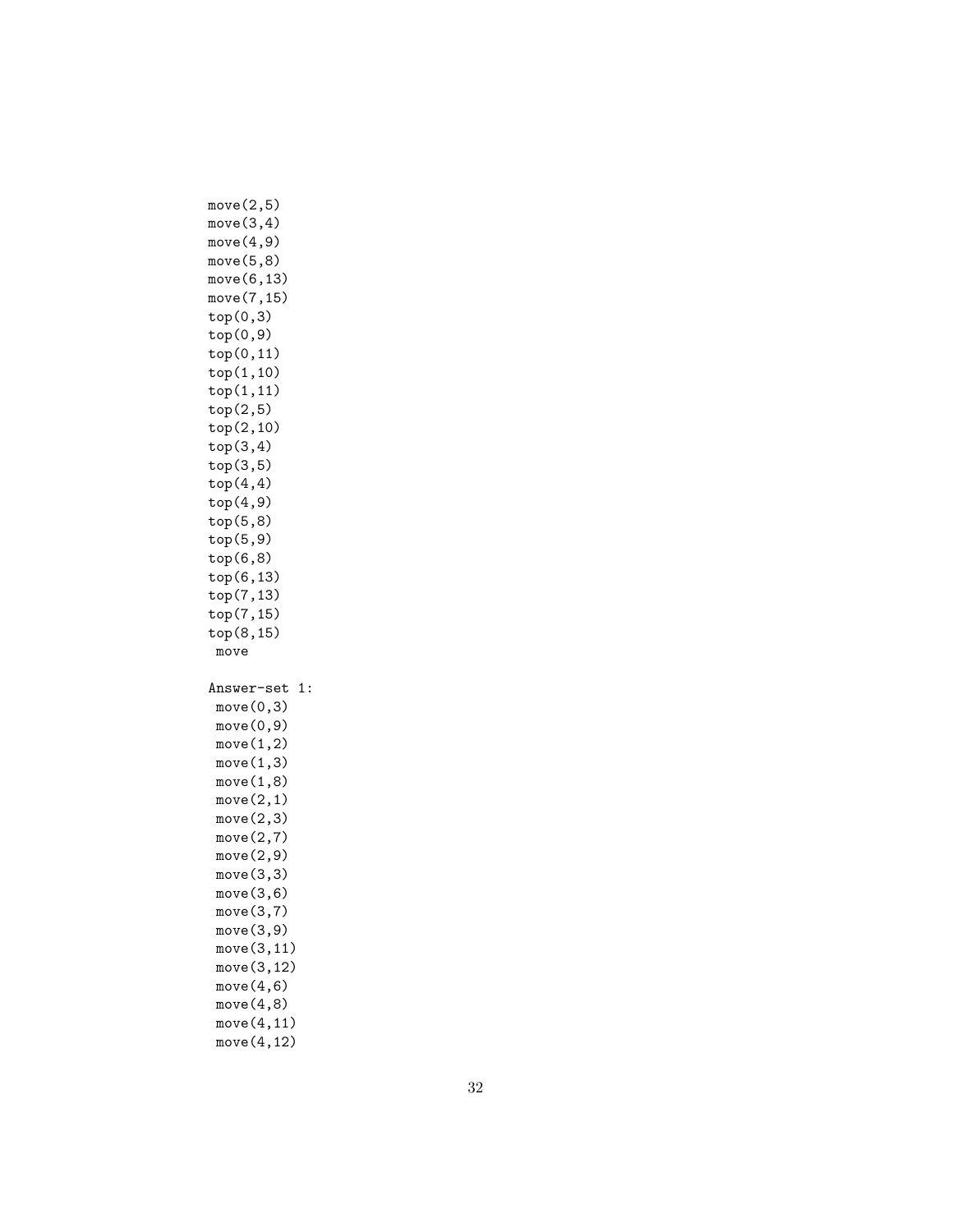```
move(2,5)
move(3,4)
move(4,9)
move(5,8)
move(6,13)
move(7,15)
top(0,3)
top(0,9)
top(0,11)
top(1,10)
top(1,11)
top(2,5)
top(2,10)
top(3,4)
top(3,5)
top(4,4)
top(4,9)
top(5,8)
top(5,9)
top(6,8)
top(6,13)
top(7,13)
top(7,15)
top(8,15)
 move

Answer-set 1:
 move(0,3)
 move(0,9)
 move(1,2)
 move(1,3)
 move(1,8)
 move(2,1)
 move(2,3)
 move(2,7)
 move(2,9)
 move(3,3)
 move(3,6)
 move(3,7)
 move(3,9)
 move(3,11)
 move(3,12)
 move(4,6)
 move(4,8)
 move(4,11)
 move(4,12)
```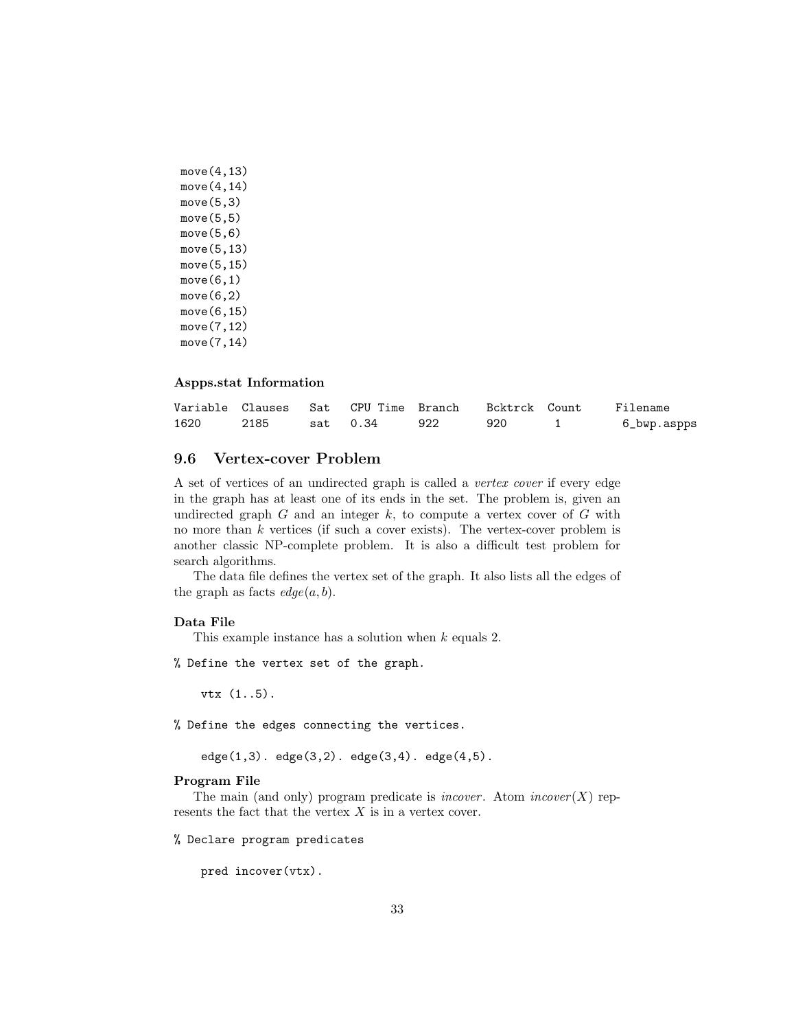```
move(4,13)
move(4,14)
move(5,3)
move(5,5)
move(5,6)
move(5,13)
move(5,15)
move(6,1)
move(6,2)
move(6,15)
move(7,12)
move(7,14)
```

**Aspps.stat Information**

| Variable | Clauses | Sat | CPU Time | Branch | Bcktrck | Count | Filename |
|---|---|---|---|---|---|---|---|
| 1620 | 2185 | sat | 0.34 | 922 | 920 | 1 | 6_bwp.aspps |

## 9.6 Vertex-cover Problem

A set of vertices of an undirected graph is called a *vertex cover* if every edge in the graph has at least one of its ends in the set. The problem is, given an undirected graph $G$ and an integer $k$, to compute a vertex cover of $G$ with no more than $k$ vertices (if such a cover exists). The vertex-cover problem is another classic NP-complete problem. It is also a difficult test problem for search algorithms.

The data file defines the vertex set of the graph. It also lists all the edges of the graph as facts $edge(a, b)$.

**Data File**

This example instance has a solution when $k$ equals 2.

```
% Define the vertex set of the graph.

    vtx (1..5).

% Define the edges connecting the vertices.

    edge(1,3). edge(3,2). edge(3,4). edge(4,5).
```

**Program File**

The main (and only) program predicate is *incover*. Atom *incover*($X$) represents the fact that the vertex $X$ is in a vertex cover.

```
% Declare program predicates

    pred incover(vtx).
```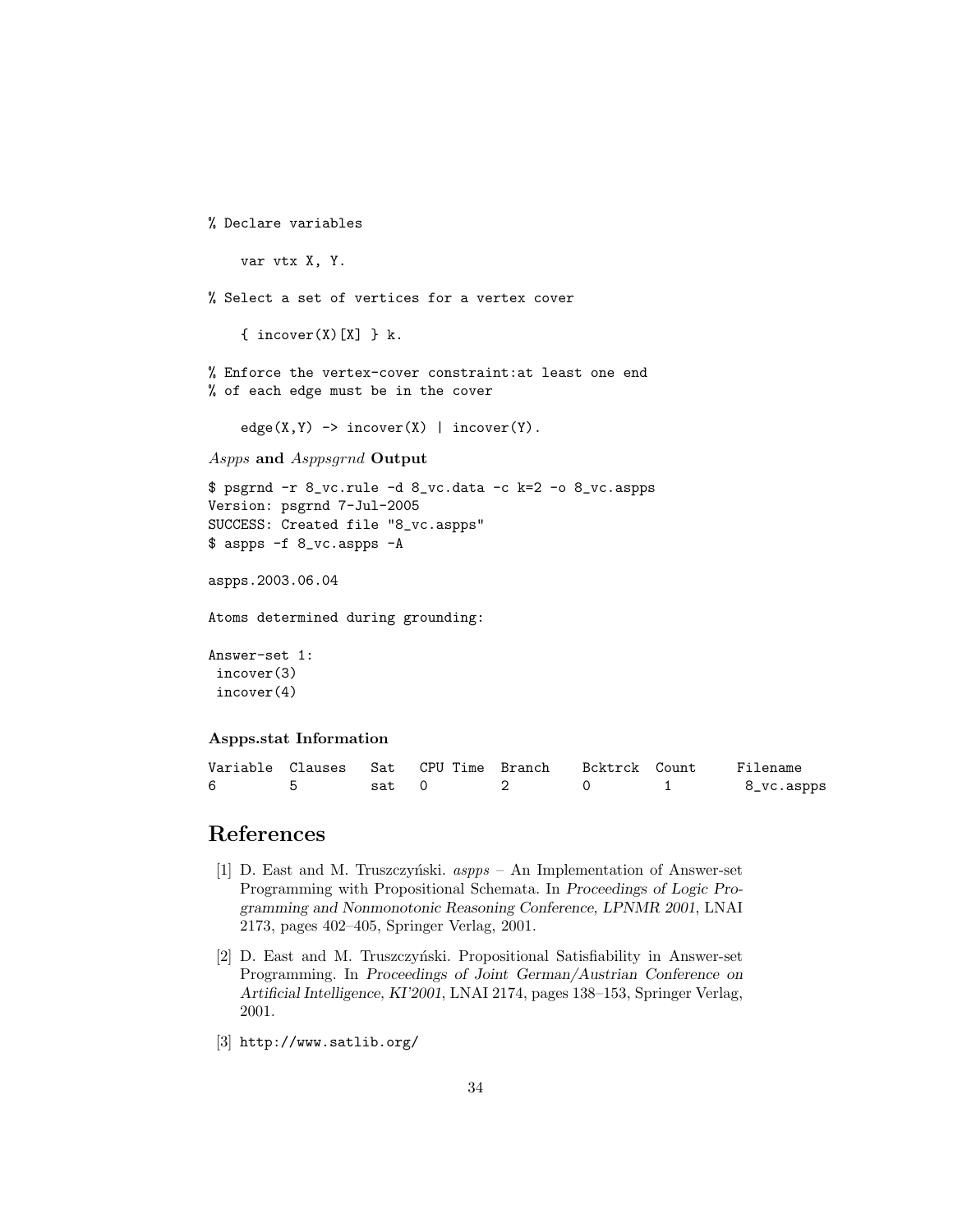```
% Declare variables

    var vtx X, Y.

% Select a set of vertices for a vertex cover

    { incover(X)[X] } k.

% Enforce the vertex-cover constraint:at least one end
% of each edge must be in the cover

    edge(X,Y) -> incover(X) | incover(Y).
```

*Aspps* **and** *Asppsgrnd* **Output**

```
$ psgrnd -r 8_vc.rule -d 8_vc.data -c k=2 -o 8_vc.aspps
Version: psgrnd 7-Jul-2005
SUCCESS: Created file "8_vc.aspps"
$ aspps -f 8_vc.aspps -A

aspps.2003.06.04

Atoms determined during grounding:

Answer-set 1:
 incover(3)
 incover(4)
```

**Aspps.stat Information**

```
Variable  Clauses   Sat   CPU Time  Branch    Bcktrck  Count     Filename
6         5         sat   0         2         0        1          8_vc.aspps
```

# References

[1] D. East and M. Truszczyński. *aspps* – An Implementation of Answer-set Programming with Propositional Schemata. In *Proceedings of Logic Programming and Nonmonotonic Reasoning Conference, LPNMR 2001*, LNAI 2173, pages 402–405, Springer Verlag, 2001.

[2] D. East and M. Truszczyński. Propositional Satisfiability in Answer-set Programming. In *Proceedings of Joint German/Austrian Conference on Artificial Intelligence, KI'2001*, LNAI 2174, pages 138–153, Springer Verlag, 2001.

[3] `http://www.satlib.org/`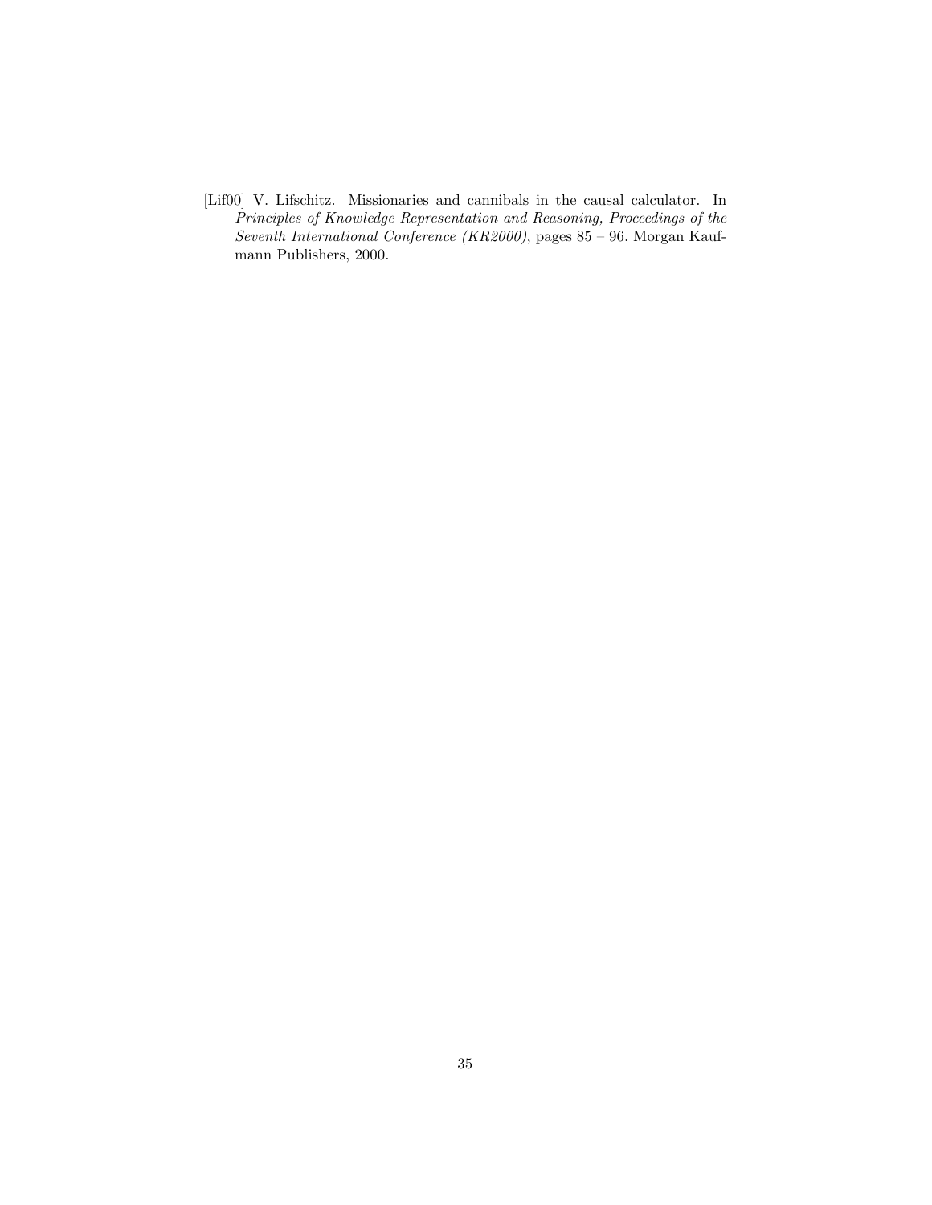[Lif00] V. Lifschitz. Missionaries and cannibals in the causal calculator. In *Principles of Knowledge Representation and Reasoning, Proceedings of the Seventh International Conference (KR2000)*, pages 85 – 96. Morgan Kaufmann Publishers, 2000.